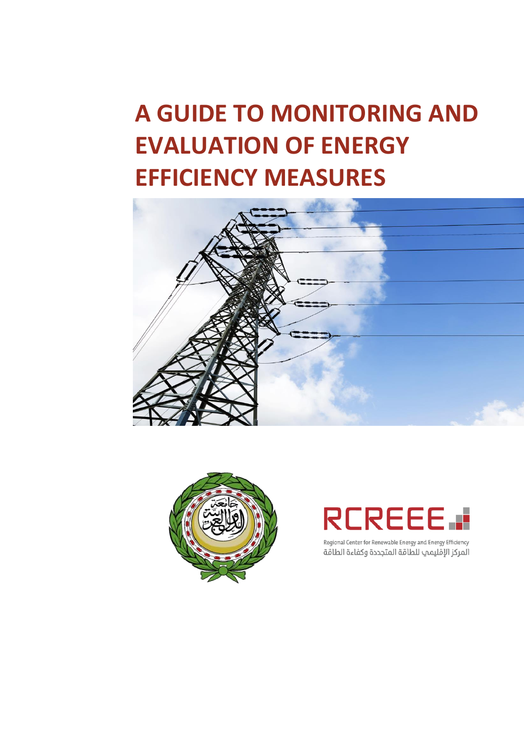# A GUIDE TO MONITORING AND EVALUATION OF ENERGY EFFICIENCY MEASURES

RCREEE

Regional Center for Renewable Energy and Energy Efficiency

المركز الإقليمي للطاقة المتجددة وكفاءة الطاقة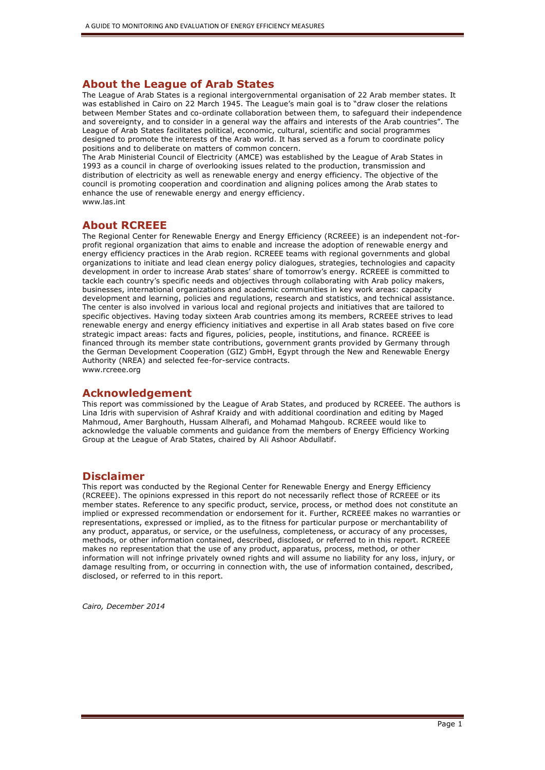## About the League of Arab States

The League of Arab States is a regional intergovernmental organisation of 22 Arab member states. It was established in Cairo on 22 March 1945. The League's main goal is to "draw closer the relations between Member States and co-ordinate collaboration between them, to safeguard their independence and sovereignty, and to consider in a general way the affairs and interests of the Arab countries". The League of Arab States facilitates political, economic, cultural, scientific and social programmes designed to promote the interests of the Arab world. It has served as a forum to coordinate policy positions and to deliberate on matters of common concern.

The Arab Ministerial Council of Electricity (AMCE) was established by the League of Arab States in 1993 as a council in charge of overlooking issues related to the production, transmission and distribution of electricity as well as renewable energy and energy efficiency. The objective of the council is promoting cooperation and coordination and aligning polices among the Arab states to enhance the use of renewable energy and energy efficiency.

www.las.int

## About RCREEE

The Regional Center for Renewable Energy and Energy Efficiency (RCREEE) is an independent not-for-profit regional organization that aims to enable and increase the adoption of renewable energy and energy efficiency practices in the Arab region. RCREEE teams with regional governments and global organizations to initiate and lead clean energy policy dialogues, strategies, technologies and capacity development in order to increase Arab states' share of tomorrow's energy. RCREEE is committed to tackle each country's specific needs and objectives through collaborating with Arab policy makers, businesses, international organizations and academic communities in key work areas: capacity development and learning, policies and regulations, research and statistics, and technical assistance. The center is also involved in various local and regional projects and initiatives that are tailored to specific objectives. Having today sixteen Arab countries among its members, RCREEE strives to lead renewable energy and energy efficiency initiatives and expertise in all Arab states based on five core strategic impact areas: facts and figures, policies, people, institutions, and finance. RCREEE is financed through its member state contributions, government grants provided by Germany through the German Development Cooperation (GIZ) GmbH, Egypt through the New and Renewable Energy Authority (NREA) and selected fee-for-service contracts.

www.rcreee.org

## Acknowledgement

This report was commissioned by the League of Arab States, and produced by RCREEE. The authors is Lina Idris with supervision of Ashraf Kraidy and with additional coordination and editing by Maged Mahmoud, Amer Barghouth, Hussam Alherafi, and Mohamad Mahgoub. RCREEE would like to acknowledge the valuable comments and guidance from the members of Energy Efficiency Working Group at the League of Arab States, chaired by Ali Ashoor Abdullatif.

## Disclaimer

This report was conducted by the Regional Center for Renewable Energy and Energy Efficiency (RCREEE). The opinions expressed in this report do not necessarily reflect those of RCREEE or its member states. Reference to any specific product, service, process, or method does not constitute an implied or expressed recommendation or endorsement for it. Further, RCREEE makes no warranties or representations, expressed or implied, as to the fitness for particular purpose or merchantability of any product, apparatus, or service, or the usefulness, completeness, or accuracy of any processes, methods, or other information contained, described, disclosed, or referred to in this report. RCREEE makes no representation that the use of any product, apparatus, process, method, or other information will not infringe privately owned rights and will assume no liability for any loss, injury, or damage resulting from, or occurring in connection with, the use of information contained, described, disclosed, or referred to in this report.

*Cairo, December 2014*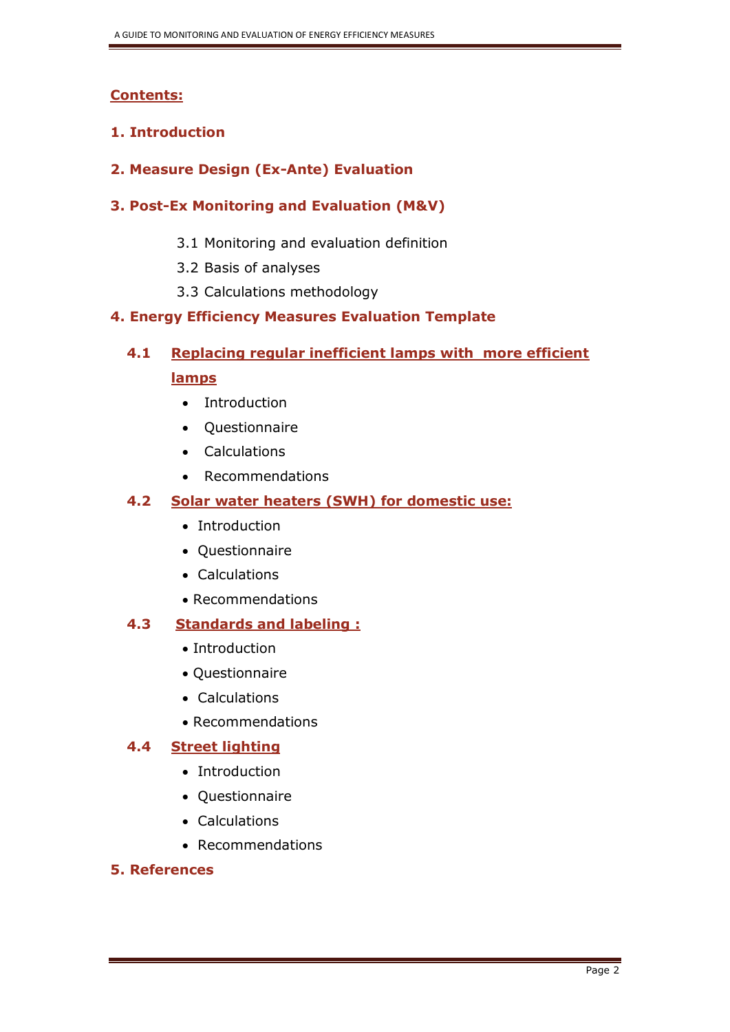## Contents:

**1. Introduction**

**2. Measure Design (Ex-Ante) Evaluation**

**3. Post-Ex Monitoring and Evaluation (M&V)**

- 3.1 Monitoring and evaluation definition
- 3.2 Basis of analyses
- 3.3 Calculations methodology

**4. Energy Efficiency Measures Evaluation Template**

**4.1 Replacing regular inefficient lamps with more efficient lamps**

- Introduction
- Questionnaire
- Calculations
- Recommendations

**4.2 Solar water heaters (SWH) for domestic use:**

- Introduction
- Questionnaire
- Calculations
- Recommendations

**4.3 Standards and labeling :**

- Introduction
- Questionnaire
- Calculations
- Recommendations

**4.4 Street lighting**

- Introduction
- Questionnaire
- Calculations
- Recommendations

**5. References**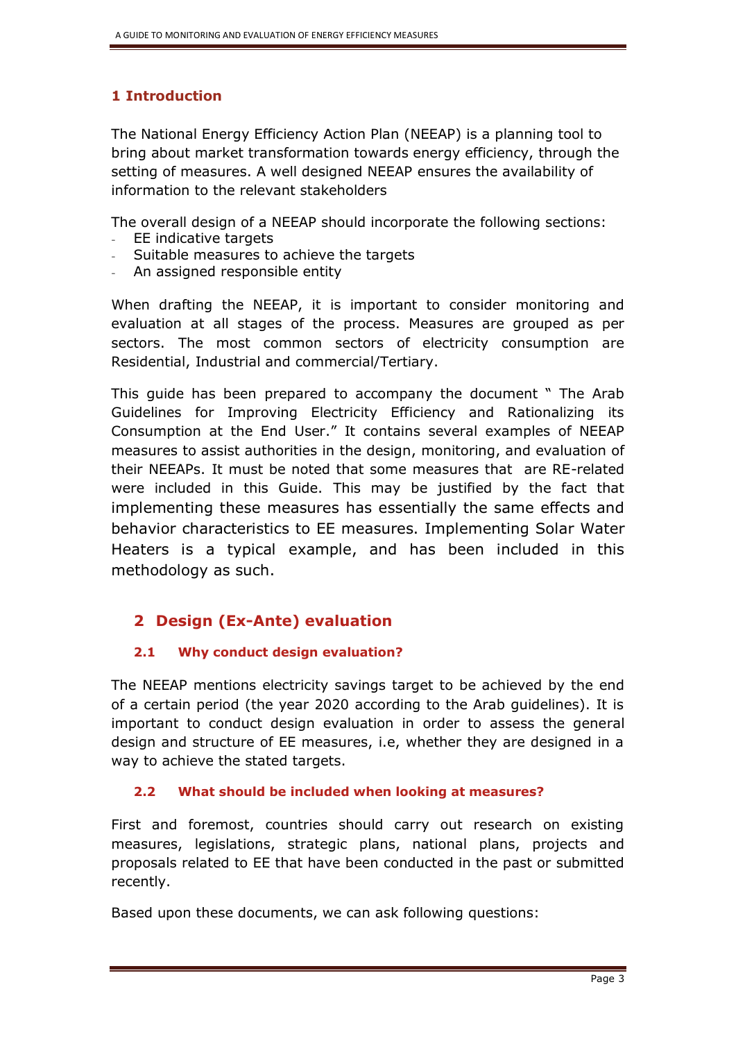# 1 Introduction

The National Energy Efficiency Action Plan (NEEAP) is a planning tool to bring about market transformation towards energy efficiency, through the setting of measures. A well designed NEEAP ensures the availability of information to the relevant stakeholders

The overall design of a NEEAP should incorporate the following sections:

- EE indicative targets
- Suitable measures to achieve the targets
- An assigned responsible entity

When drafting the NEEAP, it is important to consider monitoring and evaluation at all stages of the process. Measures are grouped as per sectors. The most common sectors of electricity consumption are Residential, Industrial and commercial/Tertiary.

This guide has been prepared to accompany the document " The Arab Guidelines for Improving Electricity Efficiency and Rationalizing its Consumption at the End User." It contains several examples of NEEAP measures to assist authorities in the design, monitoring, and evaluation of their NEEAPs. It must be noted that some measures that are RE-related were included in this Guide. This may be justified by the fact that implementing these measures has essentially the same effects and behavior characteristics to EE measures. Implementing Solar Water Heaters is a typical example, and has been included in this methodology as such.

# 2 Design (Ex-Ante) evaluation

## 2.1 Why conduct design evaluation?

The NEEAP mentions electricity savings target to be achieved by the end of a certain period (the year 2020 according to the Arab guidelines). It is important to conduct design evaluation in order to assess the general design and structure of EE measures, i.e, whether they are designed in a way to achieve the stated targets.

## 2.2 What should be included when looking at measures?

First and foremost, countries should carry out research on existing measures, legislations, strategic plans, national plans, projects and proposals related to EE that have been conducted in the past or submitted recently.

Based upon these documents, we can ask following questions: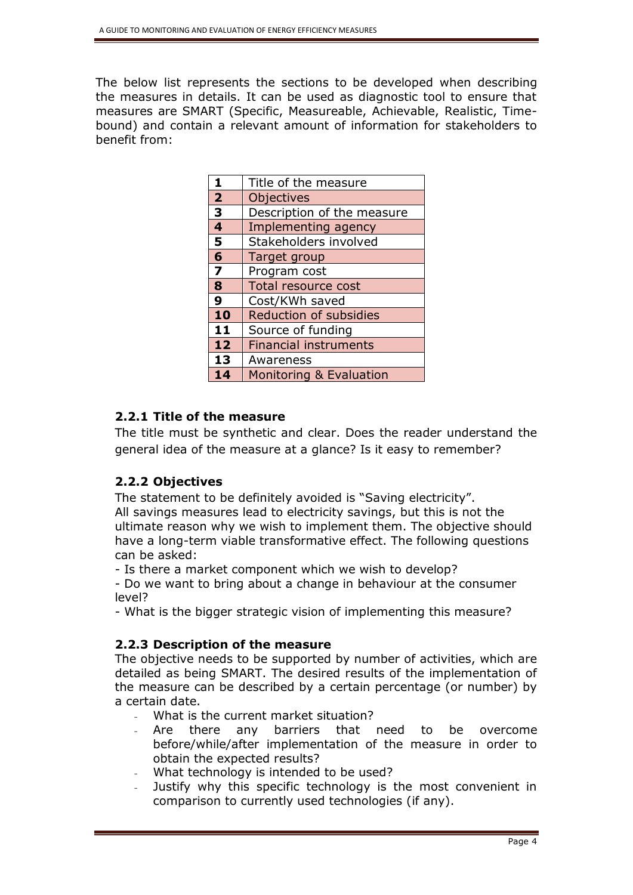The below list represents the sections to be developed when describing the measures in details. It can be used as diagnostic tool to ensure that measures are SMART (Specific, Measureable, Achievable, Realistic, Time-bound) and contain a relevant amount of information for stakeholders to benefit from:

| | |
|---|---|
| **1** | Title of the measure |
| **2** | Objectives |
| **3** | Description of the measure |
| **4** | Implementing agency |
| **5** | Stakeholders involved |
| **6** | Target group |
| **7** | Program cost |
| **8** | Total resource cost |
| **9** | Cost/KWh saved |
| **10** | Reduction of subsidies |
| **11** | Source of funding |
| **12** | Financial instruments |
| **13** | Awareness |
| **14** | Monitoring & Evaluation |

### 2.2.1 Title of the measure

The title must be synthetic and clear. Does the reader understand the general idea of the measure at a glance? Is it easy to remember?

### 2.2.2 Objectives

The statement to be definitely avoided is "Saving electricity".
All savings measures lead to electricity savings, but this is not the ultimate reason why we wish to implement them. The objective should have a long-term viable transformative effect. The following questions can be asked:

- Is there a market component which we wish to develop?
- Do we want to bring about a change in behaviour at the consumer level?
- What is the bigger strategic vision of implementing this measure?

### 2.2.3 Description of the measure

The objective needs to be supported by number of activities, which are detailed as being SMART. The desired results of the implementation of the measure can be described by a certain percentage (or number) by a certain date.

- What is the current market situation?
- Are there any barriers that need to be overcome before/while/after implementation of the measure in order to obtain the expected results?
- What technology is intended to be used?
- Justify why this specific technology is the most convenient in comparison to currently used technologies (if any).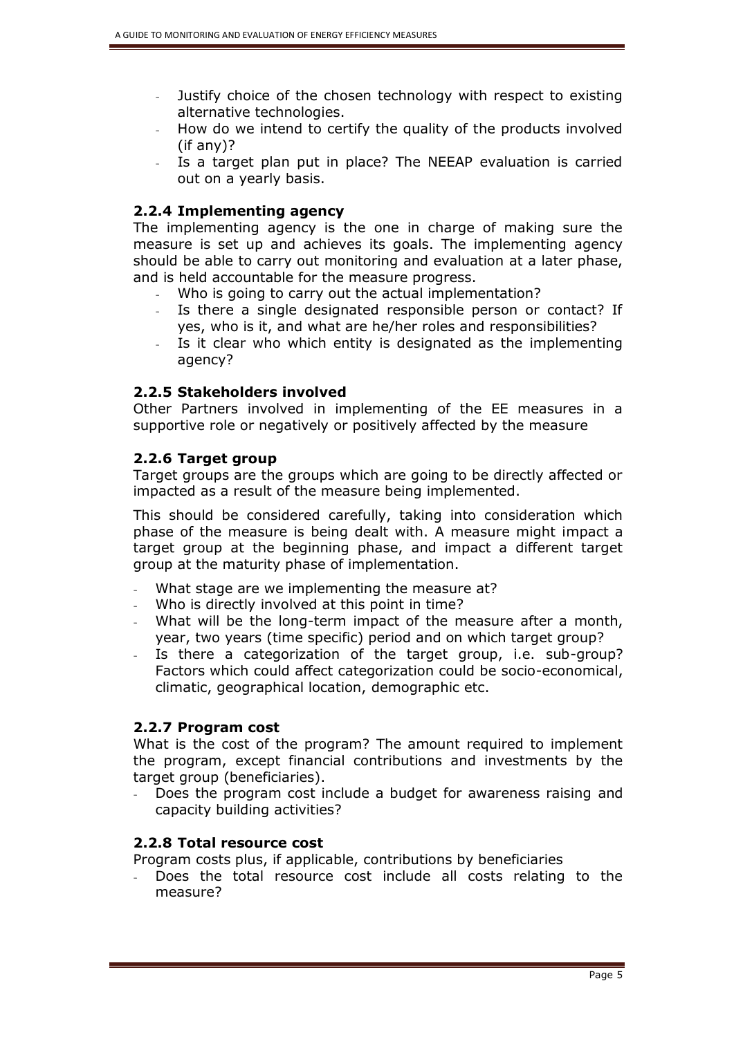- Justify choice of the chosen technology with respect to existing alternative technologies.
- How do we intend to certify the quality of the products involved (if any)?
- Is a target plan put in place? The NEEAP evaluation is carried out on a yearly basis.

### 2.2.4 Implementing agency

The implementing agency is the one in charge of making sure the measure is set up and achieves its goals. The implementing agency should be able to carry out monitoring and evaluation at a later phase, and is held accountable for the measure progress.

- Who is going to carry out the actual implementation?
- Is there a single designated responsible person or contact? If yes, who is it, and what are he/her roles and responsibilities?
- Is it clear who which entity is designated as the implementing agency?

### 2.2.5 Stakeholders involved

Other Partners involved in implementing of the EE measures in a supportive role or negatively or positively affected by the measure

### 2.2.6 Target group

Target groups are the groups which are going to be directly affected or impacted as a result of the measure being implemented.

This should be considered carefully, taking into consideration which phase of the measure is being dealt with. A measure might impact a target group at the beginning phase, and impact a different target group at the maturity phase of implementation.

- What stage are we implementing the measure at?
- Who is directly involved at this point in time?
- What will be the long-term impact of the measure after a month, year, two years (time specific) period and on which target group?
- Is there a categorization of the target group, i.e. sub-group? Factors which could affect categorization could be socio-economical, climatic, geographical location, demographic etc.

### 2.2.7 Program cost

What is the cost of the program? The amount required to implement the program, except financial contributions and investments by the target group (beneficiaries).

- Does the program cost include a budget for awareness raising and capacity building activities?

### 2.2.8 Total resource cost

Program costs plus, if applicable, contributions by beneficiaries

- Does the total resource cost include all costs relating to the measure?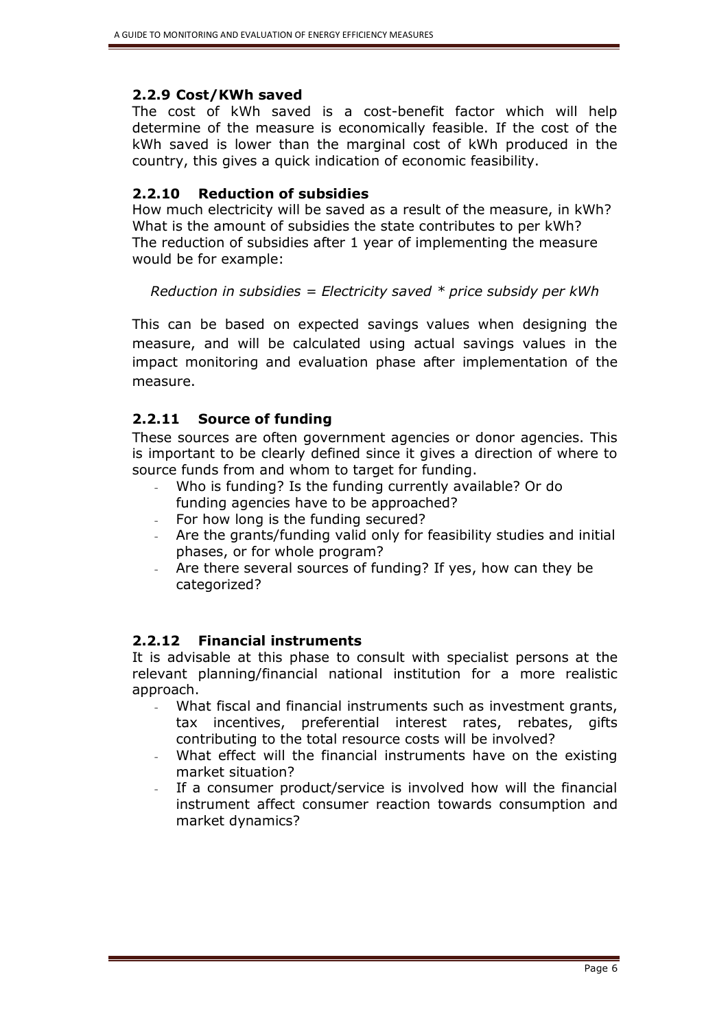### 2.2.9 Cost/KWh saved

The cost of kWh saved is a cost-benefit factor which will help determine of the measure is economically feasible. If the cost of the kWh saved is lower than the marginal cost of kWh produced in the country, this gives a quick indication of economic feasibility.

### 2.2.10 Reduction of subsidies

How much electricity will be saved as a result of the measure, in kWh?
What is the amount of subsidies the state contributes to per kWh?
The reduction of subsidies after 1 year of implementing the measure would be for example:

*Reduction in subsidies = Electricity saved * price subsidy per kWh*

This can be based on expected savings values when designing the measure, and will be calculated using actual savings values in the impact monitoring and evaluation phase after implementation of the measure.

### 2.2.11 Source of funding

These sources are often government agencies or donor agencies. This is important to be clearly defined since it gives a direction of where to source funds from and whom to target for funding.

- Who is funding? Is the funding currently available? Or do funding agencies have to be approached?
- For how long is the funding secured?
- Are the grants/funding valid only for feasibility studies and initial phases, or for whole program?
- Are there several sources of funding? If yes, how can they be categorized?

### 2.2.12 Financial instruments

It is advisable at this phase to consult with specialist persons at the relevant planning/financial national institution for a more realistic approach.

- What fiscal and financial instruments such as investment grants, tax incentives, preferential interest rates, rebates, gifts contributing to the total resource costs will be involved?
- What effect will the financial instruments have on the existing market situation?
- If a consumer product/service is involved how will the financial instrument affect consumer reaction towards consumption and market dynamics?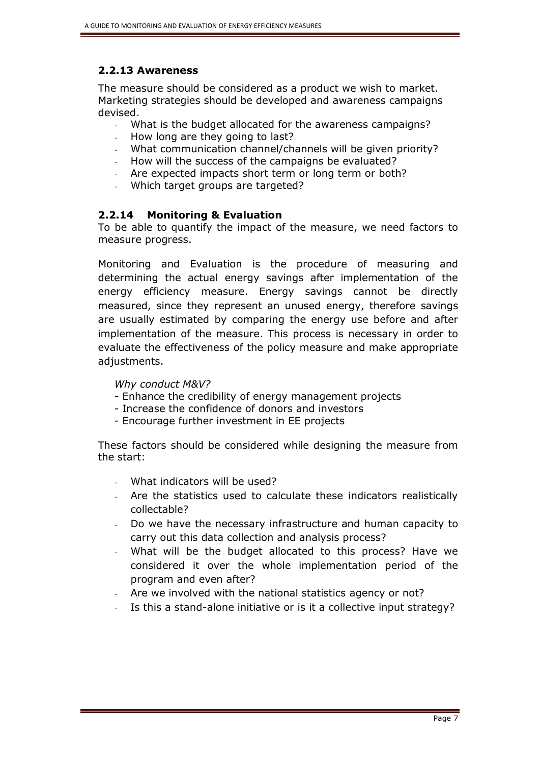### 2.2.13 Awareness

The measure should be considered as a product we wish to market. Marketing strategies should be developed and awareness campaigns devised.

- What is the budget allocated for the awareness campaigns?
- How long are they going to last?
- What communication channel/channels will be given priority?
- How will the success of the campaigns be evaluated?
- Are expected impacts short term or long term or both?
- Which target groups are targeted?

### 2.2.14 Monitoring & Evaluation

To be able to quantify the impact of the measure, we need factors to measure progress.

Monitoring and Evaluation is the procedure of measuring and determining the actual energy savings after implementation of the energy efficiency measure. Energy savings cannot be directly measured, since they represent an unused energy, therefore savings are usually estimated by comparing the energy use before and after implementation of the measure. This process is necessary in order to evaluate the effectiveness of the policy measure and make appropriate adjustments.

*Why conduct M&V?*

- Enhance the credibility of energy management projects
- Increase the confidence of donors and investors
- Encourage further investment in EE projects

These factors should be considered while designing the measure from the start:

- What indicators will be used?
- Are the statistics used to calculate these indicators realistically collectable?
- Do we have the necessary infrastructure and human capacity to carry out this data collection and analysis process?
- What will be the budget allocated to this process? Have we considered it over the whole implementation period of the program and even after?
- Are we involved with the national statistics agency or not?
- Is this a stand-alone initiative or is it a collective input strategy?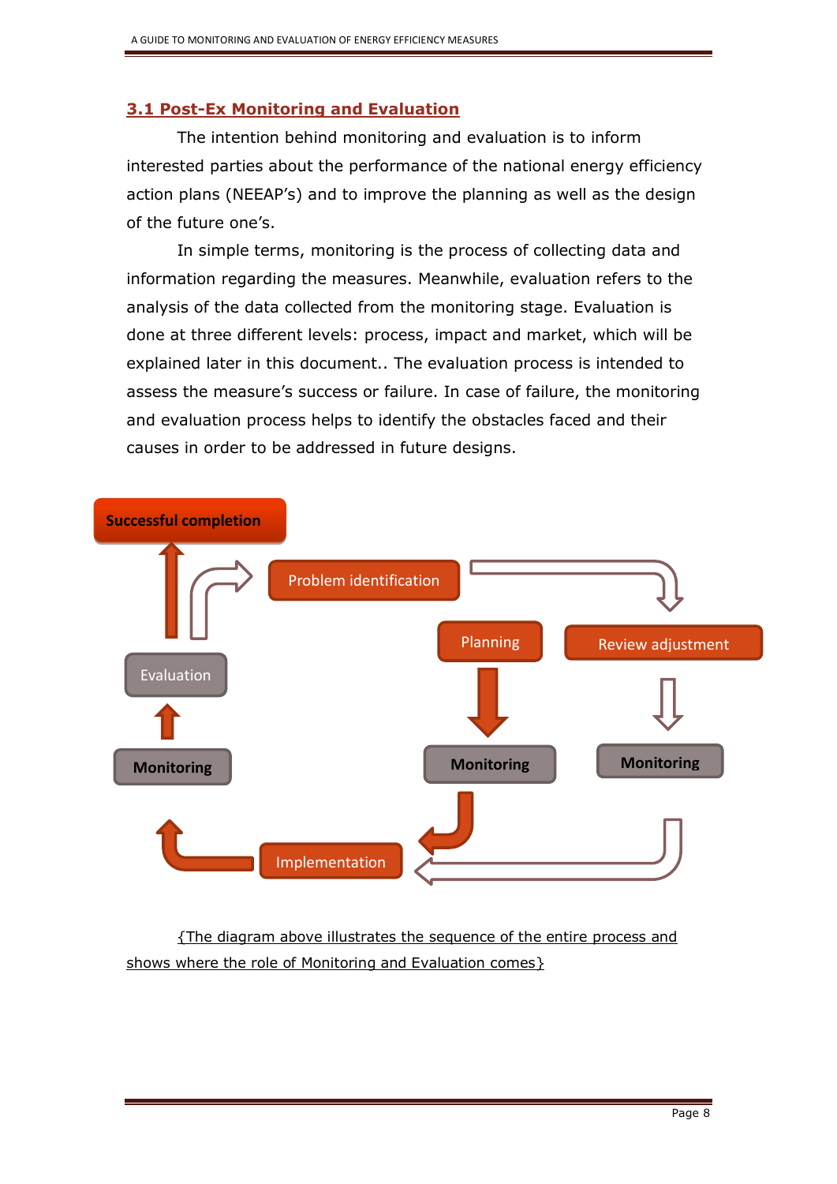## 3.1 Post-Ex Monitoring and Evaluation

The intention behind monitoring and evaluation is to inform interested parties about the performance of the national energy efficiency action plans (NEEAP's) and to improve the planning as well as the design of the future one's.

In simple terms, monitoring is the process of collecting data and information regarding the measures. Meanwhile, evaluation refers to the analysis of the data collected from the monitoring stage. Evaluation is done at three different levels: process, impact and market, which will be explained later in this document.. The evaluation process is intended to assess the measure's success or failure. In case of failure, the monitoring and evaluation process helps to identify the obstacles faced and their causes in order to be addressed in future designs.

**Successful completion**

Problem identification

Planning

Review adjustment

Evaluation

**Monitoring**

**Monitoring**

**Monitoring**

Implementation

{The diagram above illustrates the sequence of the entire process and shows where the role of Monitoring and Evaluation comes}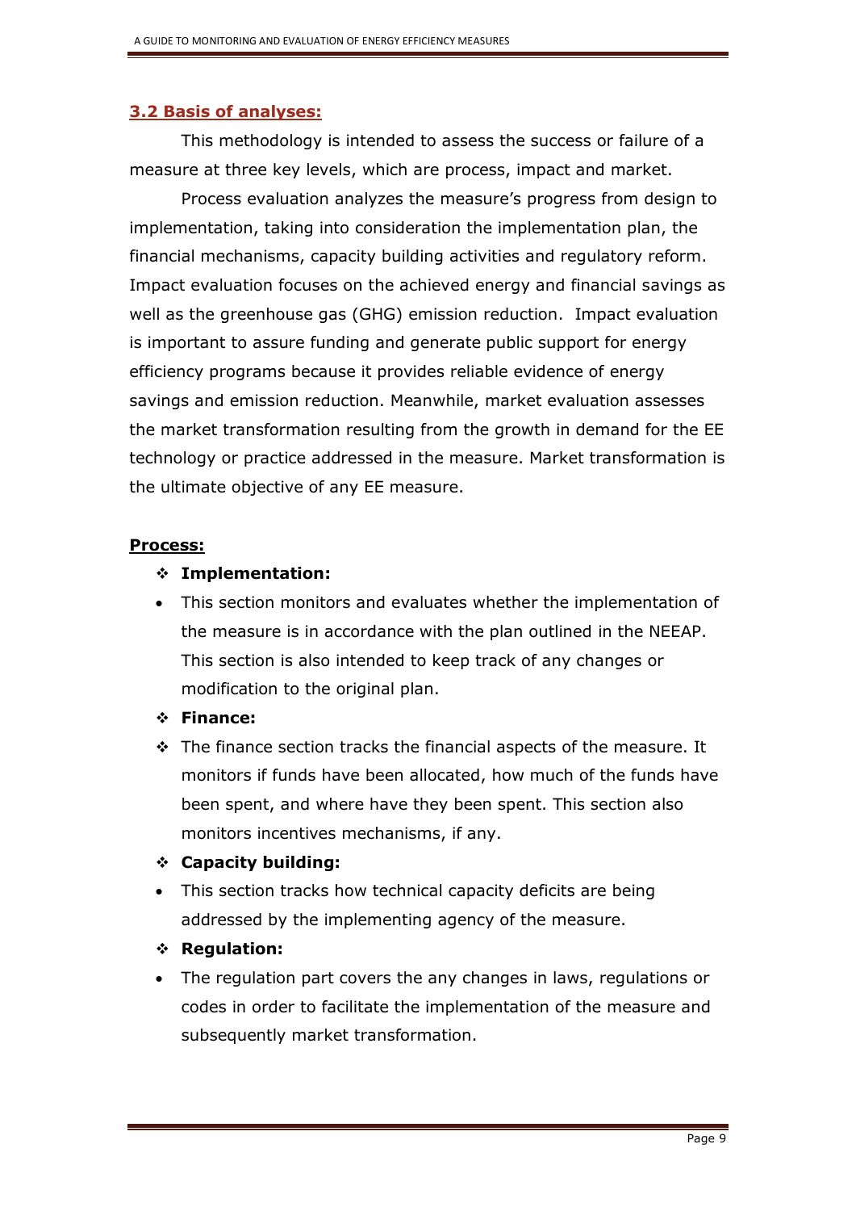## 3.2 Basis of analyses:

This methodology is intended to assess the success or failure of a measure at three key levels, which are process, impact and market.

Process evaluation analyzes the measure's progress from design to implementation, taking into consideration the implementation plan, the financial mechanisms, capacity building activities and regulatory reform. Impact evaluation focuses on the achieved energy and financial savings as well as the greenhouse gas (GHG) emission reduction. Impact evaluation is important to assure funding and generate public support for energy efficiency programs because it provides reliable evidence of energy savings and emission reduction. Meanwhile, market evaluation assesses the market transformation resulting from the growth in demand for the EE technology or practice addressed in the measure. Market transformation is the ultimate objective of any EE measure.

**Process:**

- **Implementation:**
  - This section monitors and evaluates whether the implementation of the measure is in accordance with the plan outlined in the NEEAP. This section is also intended to keep track of any changes or modification to the original plan.
- **Finance:**
- The finance section tracks the financial aspects of the measure. It monitors if funds have been allocated, how much of the funds have been spent, and where have they been spent. This section also monitors incentives mechanisms, if any.
- **Capacity building:**
  - This section tracks how technical capacity deficits are being addressed by the implementing agency of the measure.
- **Regulation:**
  - The regulation part covers the any changes in laws, regulations or codes in order to facilitate the implementation of the measure and subsequently market transformation.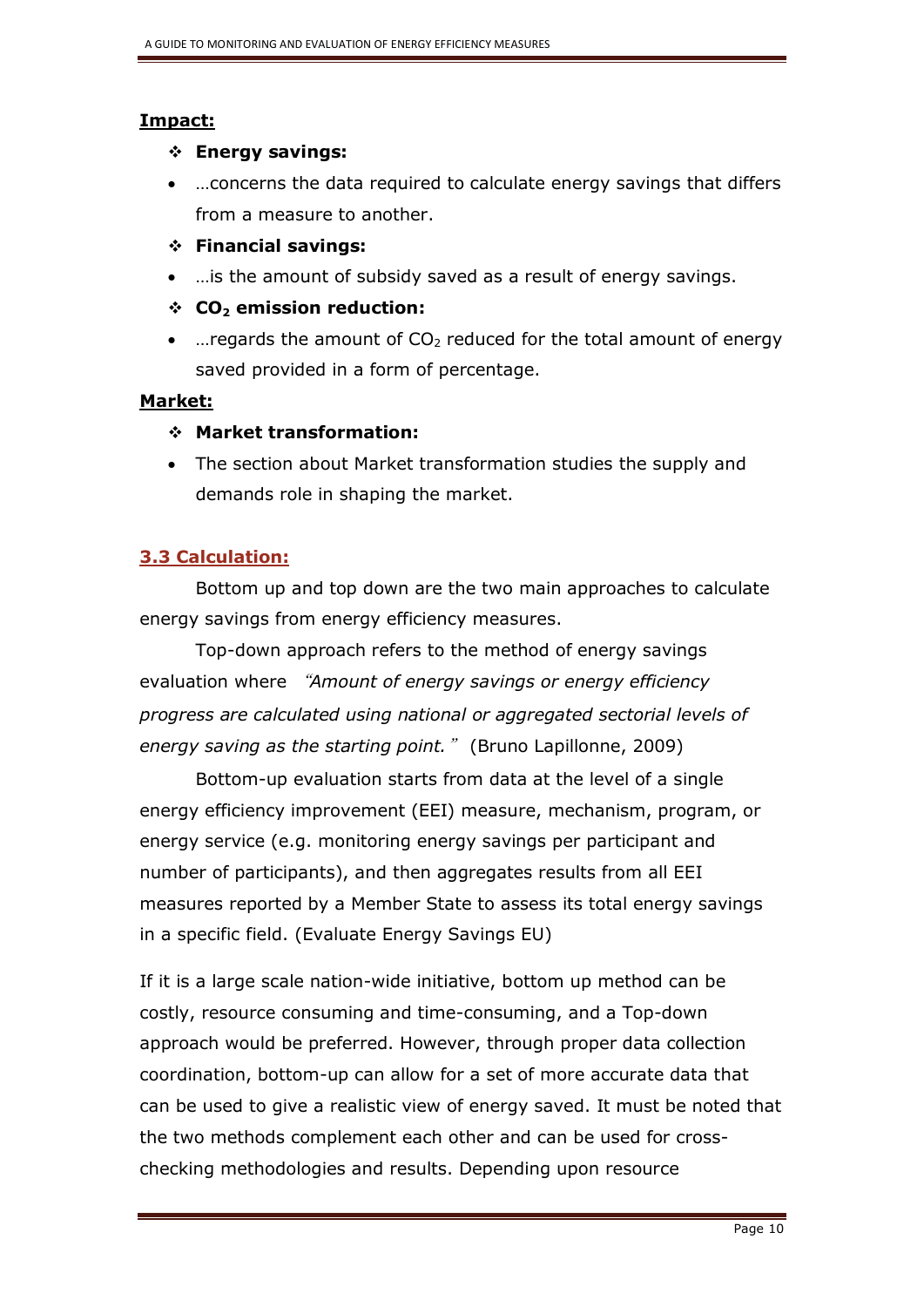**Impact:**

- **Energy savings:**
  - …concerns the data required to calculate energy savings that differs from a measure to another.
- **Financial savings:**
  - …is the amount of subsidy saved as a result of energy savings.
- **$CO_2$ emission reduction:**
  - …regards the amount of $CO_2$ reduced for the total amount of energy saved provided in a form of percentage.

**Market:**

- **Market transformation:**
  - The section about Market transformation studies the supply and demands role in shaping the market.

## 3.3 Calculation:

Bottom up and top down are the two main approaches to calculate energy savings from energy efficiency measures.

Top-down approach refers to the method of energy savings evaluation where *"Amount of energy savings or energy efficiency progress are calculated using national or aggregated sectorial levels of energy saving as the starting point."* (Bruno Lapillonne, 2009)

Bottom-up evaluation starts from data at the level of a single energy efficiency improvement (EEI) measure, mechanism, program, or energy service (e.g. monitoring energy savings per participant and number of participants), and then aggregates results from all EEI measures reported by a Member State to assess its total energy savings in a specific field. (Evaluate Energy Savings EU)

If it is a large scale nation-wide initiative, bottom up method can be costly, resource consuming and time-consuming, and a Top-down approach would be preferred. However, through proper data collection coordination, bottom-up can allow for a set of more accurate data that can be used to give a realistic view of energy saved. It must be noted that the two methods complement each other and can be used for cross-checking methodologies and results. Depending upon resource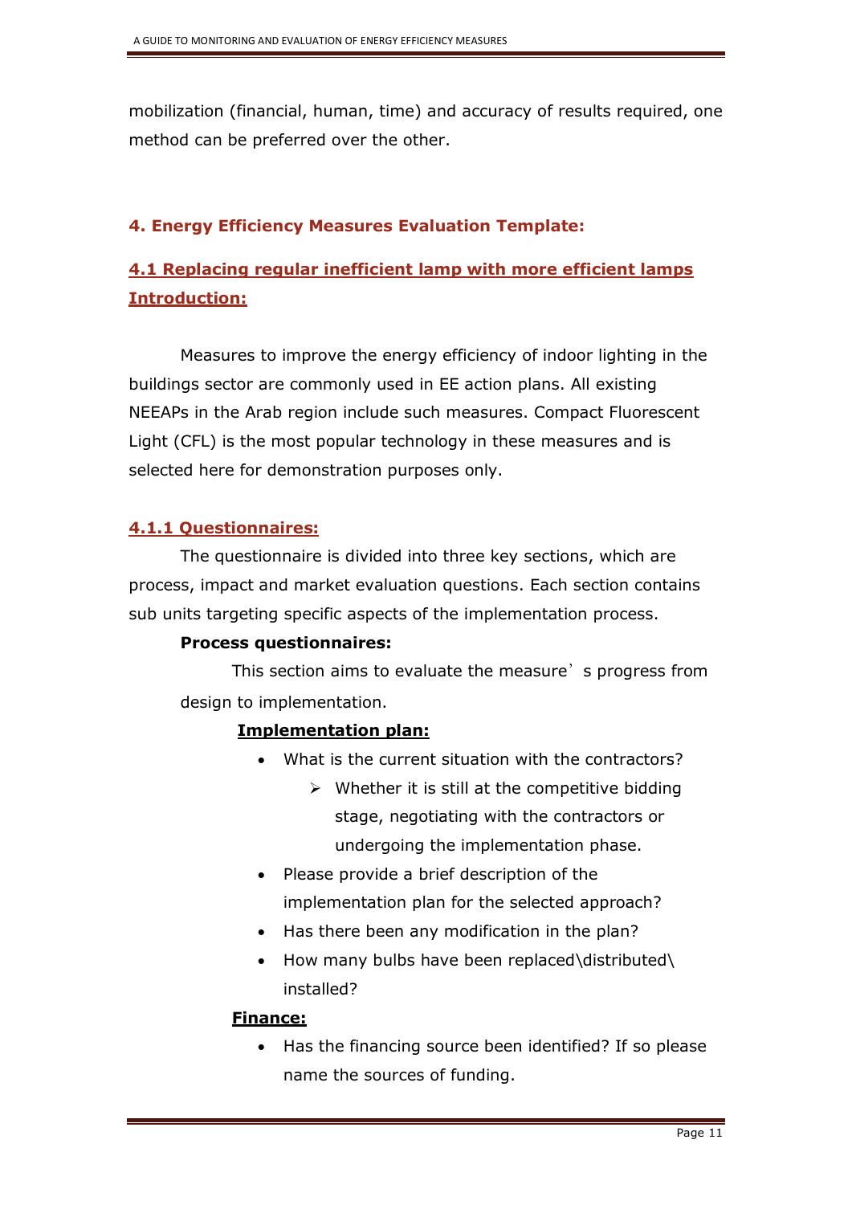mobilization (financial, human, time) and accuracy of results required, one method can be preferred over the other.

## 4. Energy Efficiency Measures Evaluation Template:

### 4.1 Replacing regular inefficient lamp with more efficient lamps Introduction:

Measures to improve the energy efficiency of indoor lighting in the buildings sector are commonly used in EE action plans. All existing NEEAPs in the Arab region include such measures. Compact Fluorescent Light (CFL) is the most popular technology in these measures and is selected here for demonstration purposes only.

#### 4.1.1 Questionnaires:

The questionnaire is divided into three key sections, which are process, impact and market evaluation questions. Each section contains sub units targeting specific aspects of the implementation process.

**Process questionnaires:**

This section aims to evaluate the measure’s progress from design to implementation.

**Implementation plan:**

- What is the current situation with the contractors?
    - Whether it is still at the competitive bidding stage, negotiating with the contractors or undergoing the implementation phase.
- Please provide a brief description of the implementation plan for the selected approach?
- Has there been any modification in the plan?
- How many bulbs have been replaced\distributed\ installed?

**Finance:**

- Has the financing source been identified? If so please name the sources of funding.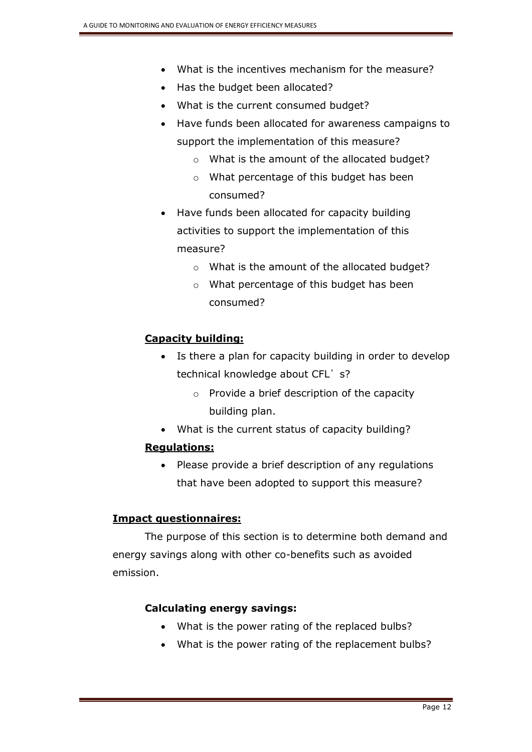- What is the incentives mechanism for the measure?
- Has the budget been allocated?
- What is the current consumed budget?
- Have funds been allocated for awareness campaigns to support the implementation of this measure?
    - What is the amount of the allocated budget?
    - What percentage of this budget has been consumed?
- Have funds been allocated for capacity building activities to support the implementation of this measure?
    - What is the amount of the allocated budget?
    - What percentage of this budget has been consumed?

**Capacity building:**

- Is there a plan for capacity building in order to develop technical knowledge about CFL's?
    - Provide a brief description of the capacity building plan.
- What is the current status of capacity building?

**Regulations:**

- Please provide a brief description of any regulations that have been adopted to support this measure?

**Impact questionnaires:**

The purpose of this section is to determine both demand and energy savings along with other co-benefits such as avoided emission.

**Calculating energy savings:**

- What is the power rating of the replaced bulbs?
- What is the power rating of the replacement bulbs?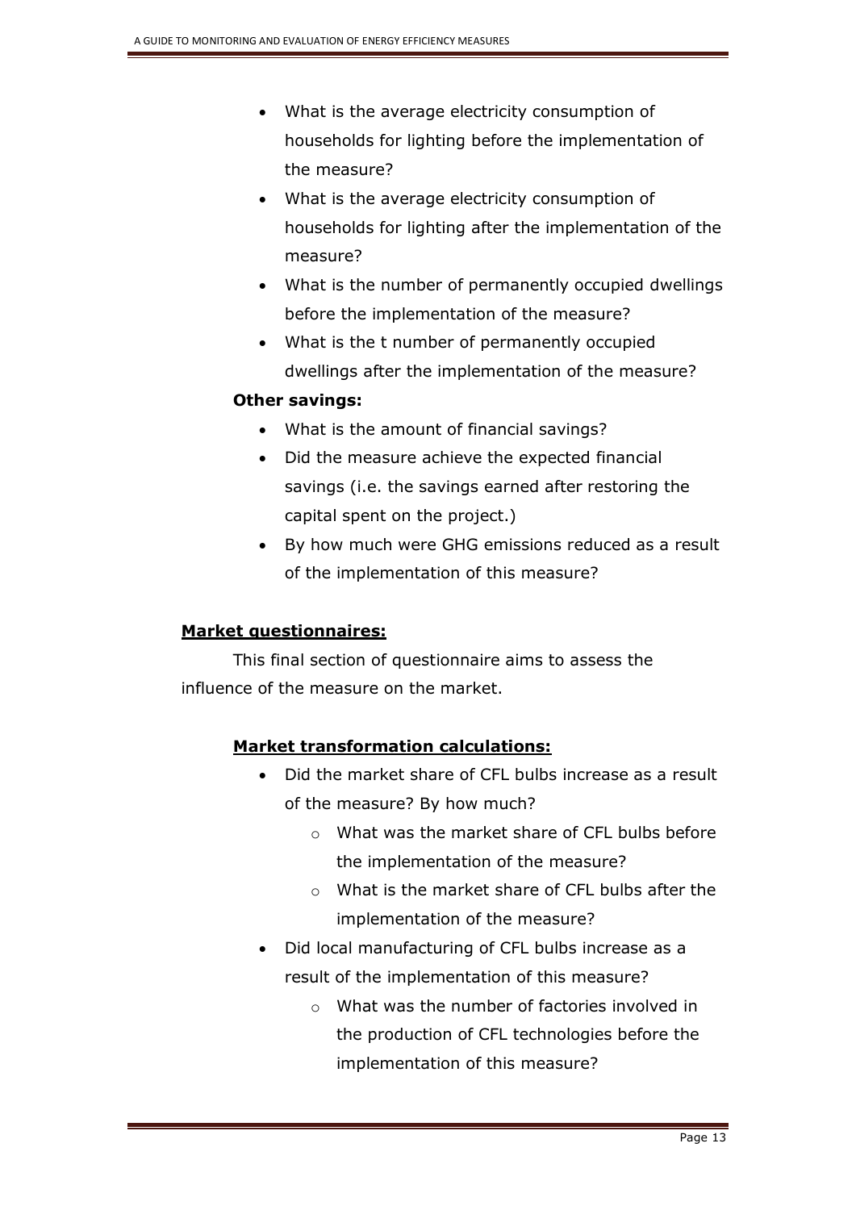- What is the average electricity consumption of households for lighting before the implementation of the measure?
- What is the average electricity consumption of households for lighting after the implementation of the measure?
- What is the number of permanently occupied dwellings before the implementation of the measure?
- What is the t number of permanently occupied dwellings after the implementation of the measure?

**Other savings:**

- What is the amount of financial savings?
- Did the measure achieve the expected financial savings (i.e. the savings earned after restoring the capital spent on the project.)
- By how much were GHG emissions reduced as a result of the implementation of this measure?

**<u>Market questionnaires:</u>**

This final section of questionnaire aims to assess the influence of the measure on the market.

**<u>Market transformation calculations:</u>**

- Did the market share of CFL bulbs increase as a result of the measure? By how much?
  - What was the market share of CFL bulbs before the implementation of the measure?
  - What is the market share of CFL bulbs after the implementation of the measure?
- Did local manufacturing of CFL bulbs increase as a result of the implementation of this measure?
  - What was the number of factories involved in the production of CFL technologies before the implementation of this measure?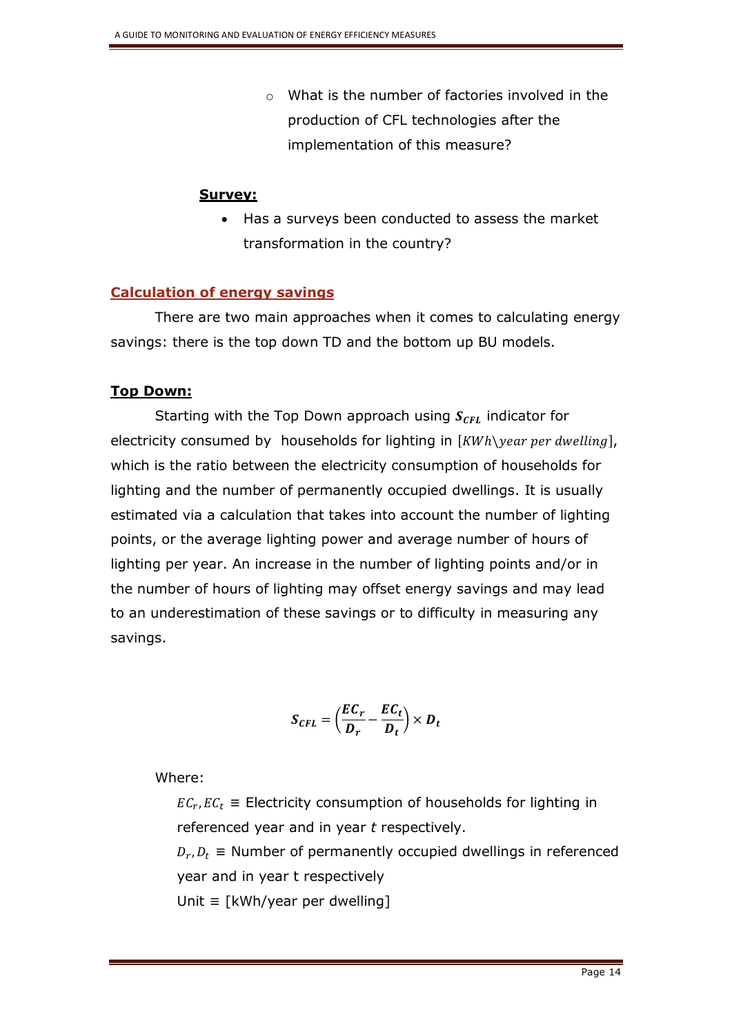- What is the number of factories involved in the production of CFL technologies after the implementation of this measure?

**Survey:**

- Has a surveys been conducted to assess the market transformation in the country?

## Calculation of energy savings

There are two main approaches when it comes to calculating energy savings: there is the top down TD and the bottom up BU models.

**Top Down:**

Starting with the Top Down approach using $\boldsymbol{S_{CFL}}$ indicator for electricity consumed by households for lighting in $[KWh\backslash year\ per\ dwelling]$, which is the ratio between the electricity consumption of households for lighting and the number of permanently occupied dwellings. It is usually estimated via a calculation that takes into account the number of lighting points, or the average lighting power and average number of hours of lighting per year. An increase in the number of lighting points and/or in the number of hours of lighting may offset energy savings and may lead to an underestimation of these savings or to difficulty in measuring any savings.

$$\boldsymbol{S_{CFL}} = \left(\frac{\boldsymbol{EC_r}}{\boldsymbol{D_r}} - \frac{\boldsymbol{EC_t}}{\boldsymbol{D_t}}\right) \times \boldsymbol{D_t}$$

Where:

$EC_r, EC_t$ ≡ Electricity consumption of households for lighting in referenced year and in year *t* respectively.

$D_r, D_t$ ≡ Number of permanently occupied dwellings in referenced year and in year t respectively

Unit ≡ [kWh/year per dwelling]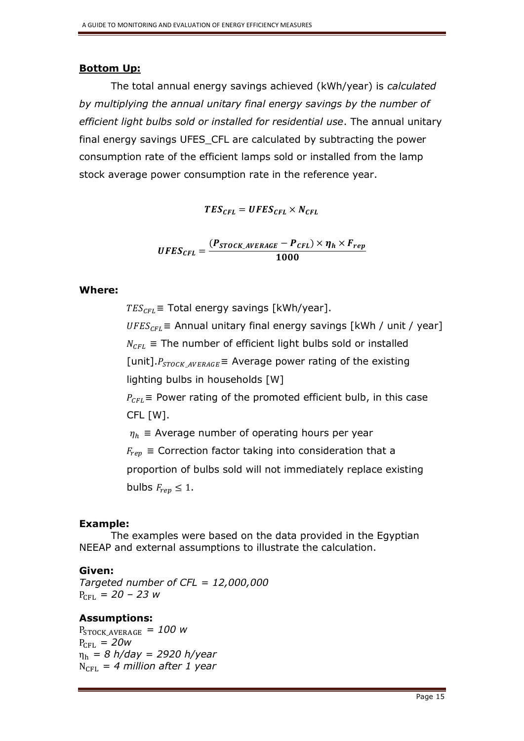**Bottom Up:**

The total annual energy savings achieved (kWh/year) is *calculated by multiplying the annual unitary final energy savings by the number of efficient light bulbs sold or installed for residential use*. The annual unitary final energy savings UFES_CFL are calculated by subtracting the power consumption rate of the efficient lamps sold or installed from the lamp stock average power consumption rate in the reference year.

$$\boldsymbol{TES_{CFL} = UFES_{CFL} \times N_{CFL}}$$

$$\boldsymbol{UFES_{CFL} = \frac{(P_{STOCK\_AVERAGE} - P_{CFL}) \times \eta_h \times F_{rep}}{1000}}$$

**Where:**

$TES_{CFL}$ ≡ Total energy savings [kWh/year].

$UFES_{CFL}$ ≡ Annual unitary final energy savings [kWh / unit / year]

$N_{CFL}$ ≡ The number of efficient light bulbs sold or installed [unit].$P_{STOCK\_AVERAGE}$ ≡ Average power rating of the existing lighting bulbs in households [W]

$P_{CFL}$ ≡ Power rating of the promoted efficient bulb, in this case CFL [W].

$\eta_h$ ≡ Average number of operating hours per year

$F_{rep}$ ≡ Correction factor taking into consideration that a proportion of bulbs sold will not immediately replace existing bulbs $F_{rep} \leq 1$.

**Example:**

The examples were based on the data provided in the Egyptian NEEAP and external assumptions to illustrate the calculation.

**Given:**

*Targeted number of CFL = 12,000,000*
$P_{CFL}$ *= 20 – 23 w*

**Assumptions:**

$P_{STOCK\_AVERAGE}$ *= 100 w*
$P_{CFL}$ *= 20w*
$\eta_h$ *= 8 h/day = 2920 h/year*
$N_{CFL}$ *= 4 million after 1 year*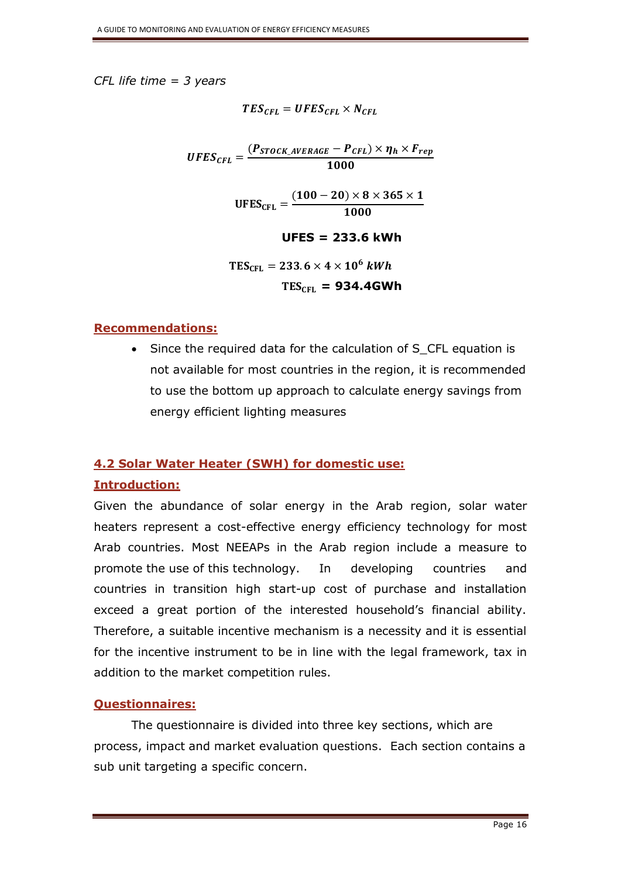*CFL life time = 3 years*

$$TES_{CFL} = UFES_{CFL} \times N_{CFL}$$

$$UFES_{CFL} = \frac{(P_{STOCK\_AVERAGE} - P_{CFL}) \times \eta_h \times F_{rep}}{1000}$$

$$UFES_{CFL} = \frac{(100 - 20) \times 8 \times 365 \times 1}{1000}$$

**UFES = 233.6 kWh**

$$TES_{CFL} = 233.6 \times 4 \times 10^6 \ kWh$$

$$TES_{CFL} = 934.4 GWh$$

**Recommendations:**

- Since the required data for the calculation of S_CFL equation is not available for most countries in the region, it is recommended to use the bottom up approach to calculate energy savings from energy efficient lighting measures

## 4.2 Solar Water Heater (SWH) for domestic use:

### Introduction:

Given the abundance of solar energy in the Arab region, solar water heaters represent a cost-effective energy efficiency technology for most Arab countries. Most NEEAPs in the Arab region include a measure to promote the use of this technology. In developing countries and countries in transition high start-up cost of purchase and installation exceed a great portion of the interested household's financial ability. Therefore, a suitable incentive mechanism is a necessity and it is essential for the incentive instrument to be in line with the legal framework, tax in addition to the market competition rules.

### Questionnaires:

The questionnaire is divided into three key sections, which are process, impact and market evaluation questions. Each section contains a sub unit targeting a specific concern.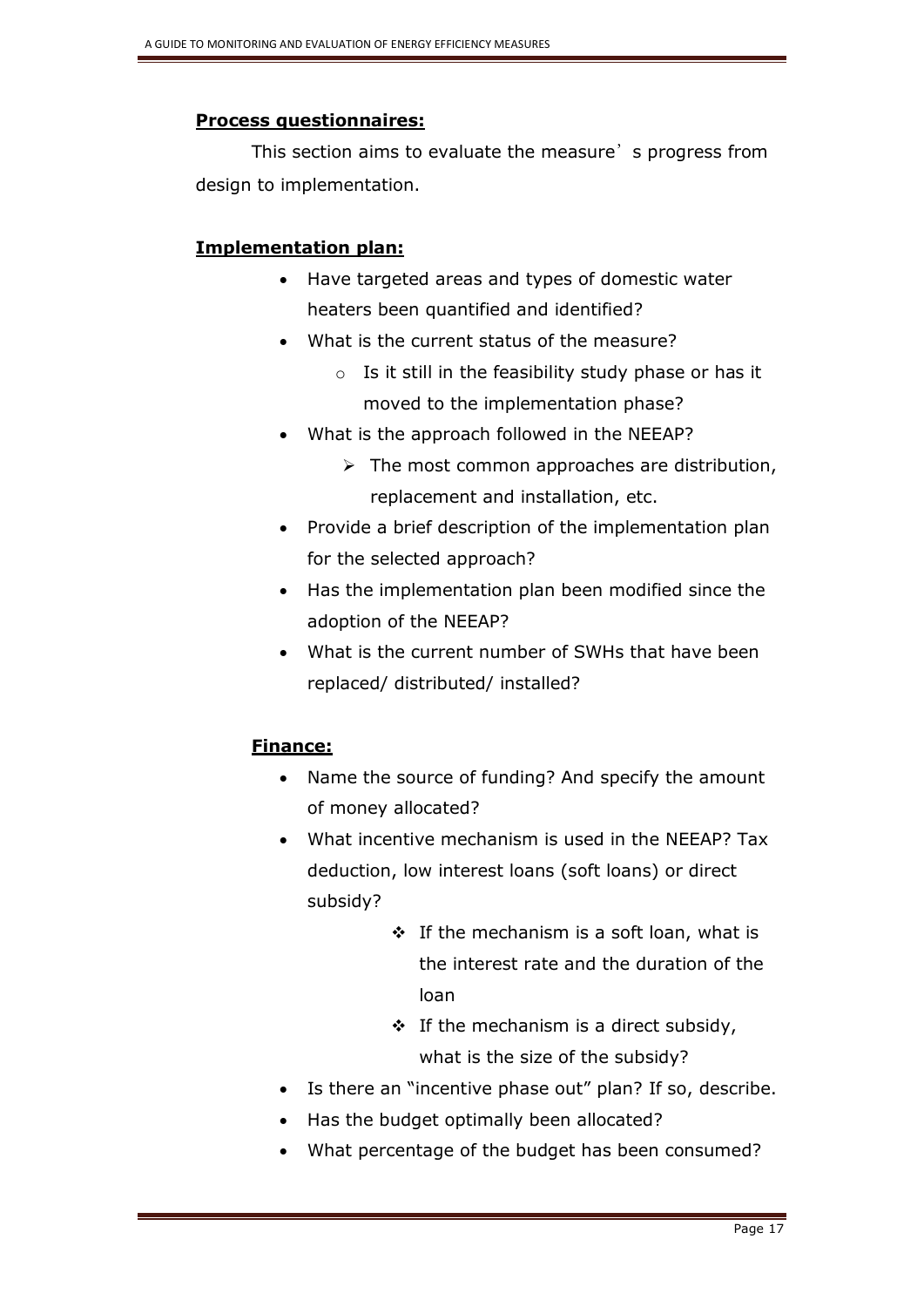**Process questionnaires:**

This section aims to evaluate the measure's progress from design to implementation.

**Implementation plan:**

- Have targeted areas and types of domestic water heaters been quantified and identified?
- What is the current status of the measure?
  - Is it still in the feasibility study phase or has it moved to the implementation phase?
- What is the approach followed in the NEEAP?
  - The most common approaches are distribution, replacement and installation, etc.
- Provide a brief description of the implementation plan for the selected approach?
- Has the implementation plan been modified since the adoption of the NEEAP?
- What is the current number of SWHs that have been replaced/ distributed/ installed?

**Finance:**

- Name the source of funding? And specify the amount of money allocated?
- What incentive mechanism is used in the NEEAP? Tax deduction, low interest loans (soft loans) or direct subsidy?
  - If the mechanism is a soft loan, what is the interest rate and the duration of the loan
  - If the mechanism is a direct subsidy, what is the size of the subsidy?
- Is there an "incentive phase out" plan? If so, describe.
- Has the budget optimally been allocated?
- What percentage of the budget has been consumed?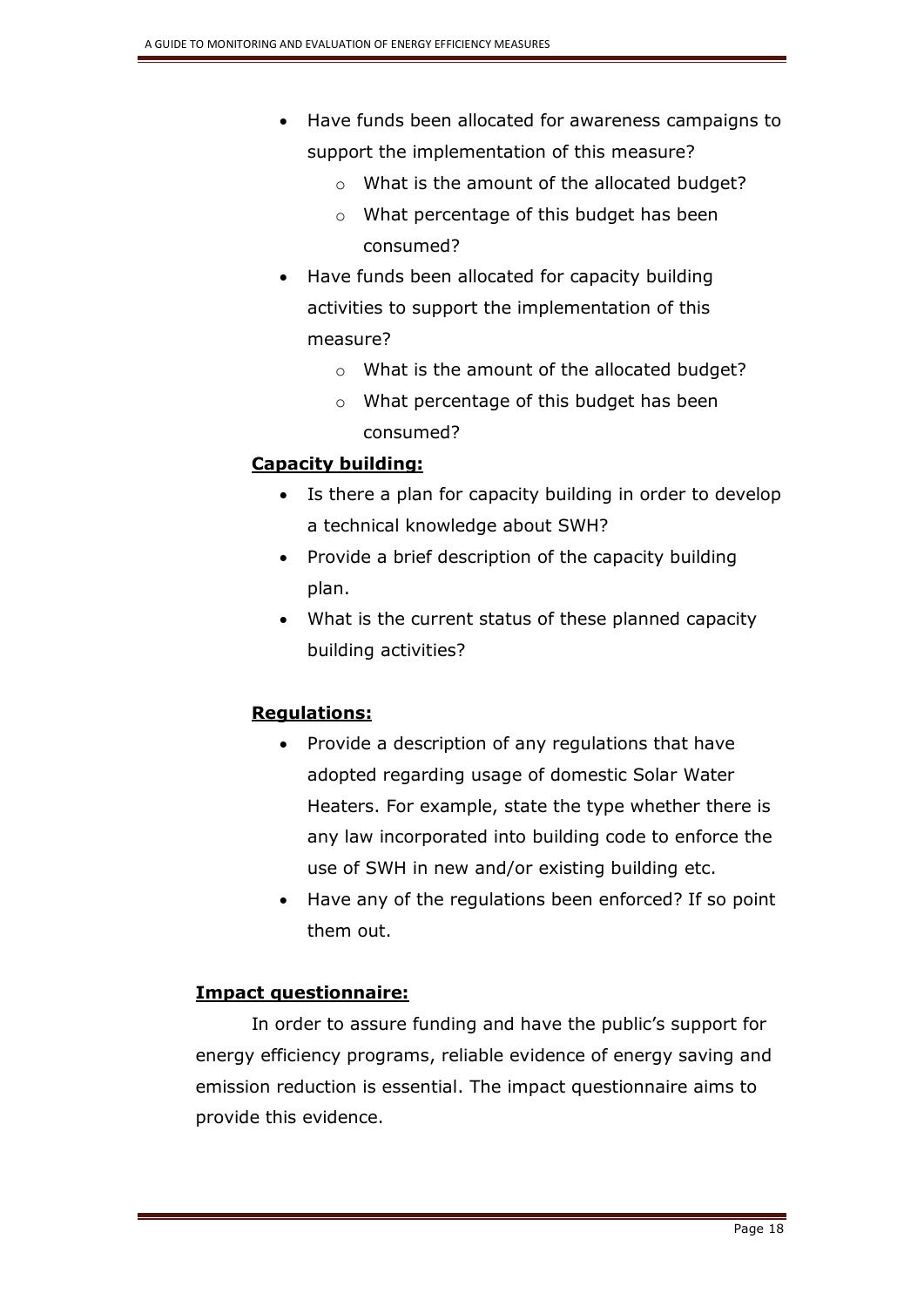- Have funds been allocated for awareness campaigns to support the implementation of this measure?
  - What is the amount of the allocated budget?
  - What percentage of this budget has been consumed?
- Have funds been allocated for capacity building activities to support the implementation of this measure?
  - What is the amount of the allocated budget?
  - What percentage of this budget has been consumed?

**Capacity building:**

- Is there a plan for capacity building in order to develop a technical knowledge about SWH?
- Provide a brief description of the capacity building plan.
- What is the current status of these planned capacity building activities?

**Regulations:**

- Provide a description of any regulations that have adopted regarding usage of domestic Solar Water Heaters. For example, state the type whether there is any law incorporated into building code to enforce the use of SWH in new and/or existing building etc.
- Have any of the regulations been enforced? If so point them out.

**Impact questionnaire:**

In order to assure funding and have the public's support for energy efficiency programs, reliable evidence of energy saving and emission reduction is essential. The impact questionnaire aims to provide this evidence.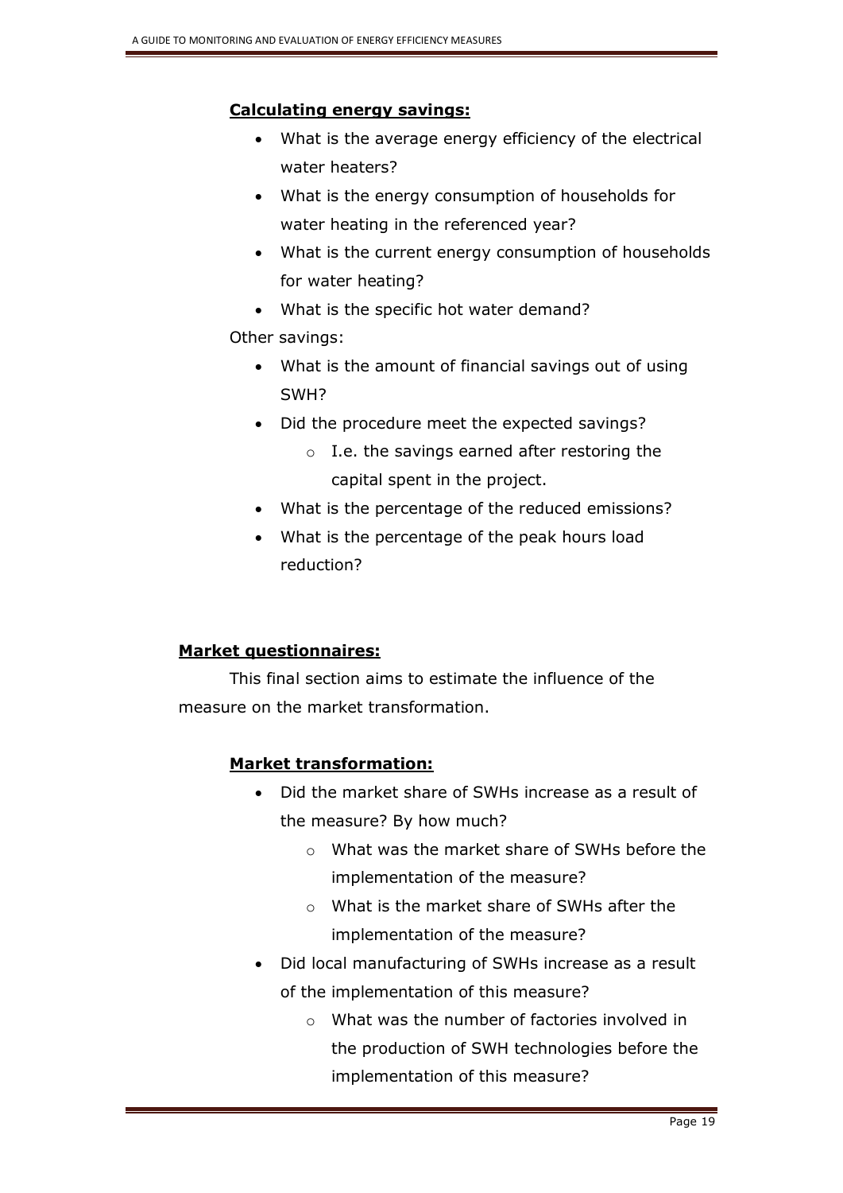**Calculating energy savings:**

- What is the average energy efficiency of the electrical water heaters?
- What is the energy consumption of households for water heating in the referenced year?
- What is the current energy consumption of households for water heating?
- What is the specific hot water demand?

Other savings:

- What is the amount of financial savings out of using SWH?
- Did the procedure meet the expected savings?
    - I.e. the savings earned after restoring the capital spent in the project.
- What is the percentage of the reduced emissions?
- What is the percentage of the peak hours load reduction?

**Market questionnaires:**

This final section aims to estimate the influence of the measure on the market transformation.

**Market transformation:**

- Did the market share of SWHs increase as a result of the measure? By how much?
    - What was the market share of SWHs before the implementation of the measure?
    - What is the market share of SWHs after the implementation of the measure?
- Did local manufacturing of SWHs increase as a result of the implementation of this measure?
    - What was the number of factories involved in the production of SWH technologies before the implementation of this measure?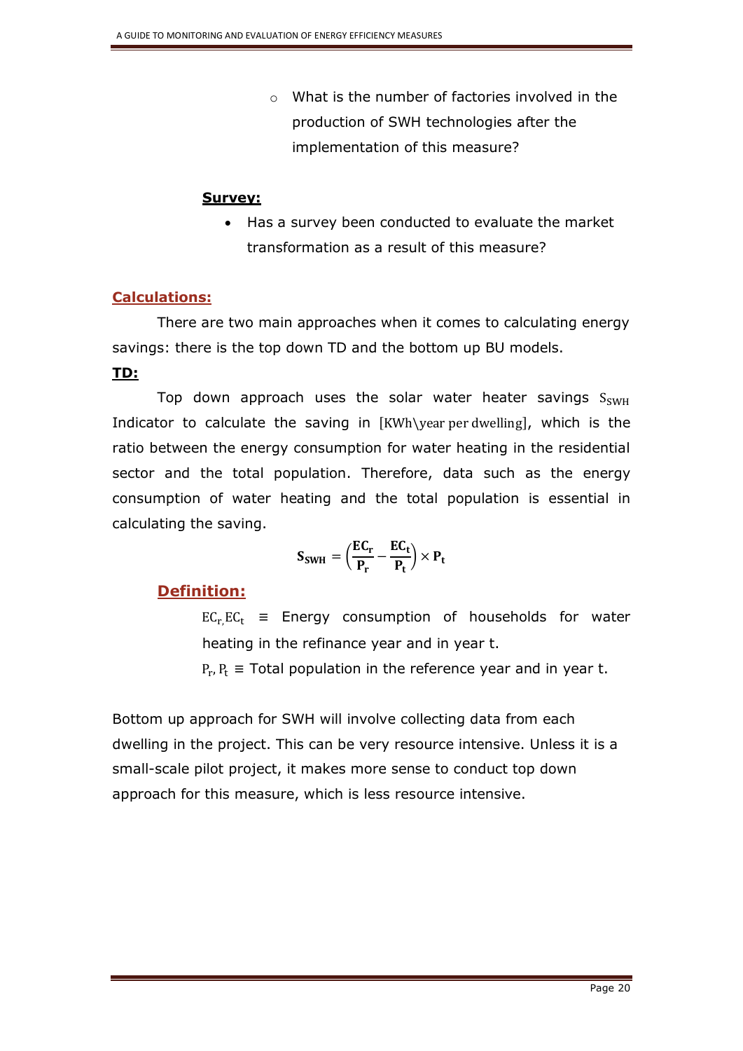- What is the number of factories involved in the production of SWH technologies after the implementation of this measure?

**Survey:**

- Has a survey been conducted to evaluate the market transformation as a result of this measure?

## Calculations:

There are two main approaches when it comes to calculating energy savings: there is the top down TD and the bottom up BU models.

**TD:**

Top down approach uses the solar water heater savings $S_{SWH}$ Indicator to calculate the saving in [KWh\year per dwelling], which is the ratio between the energy consumption for water heating in the residential sector and the total population. Therefore, data such as the energy consumption of water heating and the total population is essential in calculating the saving.

$$\mathbf{S_{SWH}} = \left(\frac{\mathbf{EC_r}}{\mathbf{P_r}} - \frac{\mathbf{EC_t}}{\mathbf{P_t}}\right) \times \mathbf{P_t}$$

### Definition:

$EC_r, EC_t$ ≡ Energy consumption of households for water heating in the refinance year and in year t.

$P_r, P_t$ ≡ Total population in the reference year and in year t.

Bottom up approach for SWH will involve collecting data from each dwelling in the project. This can be very resource intensive. Unless it is a small-scale pilot project, it makes more sense to conduct top down approach for this measure, which is less resource intensive.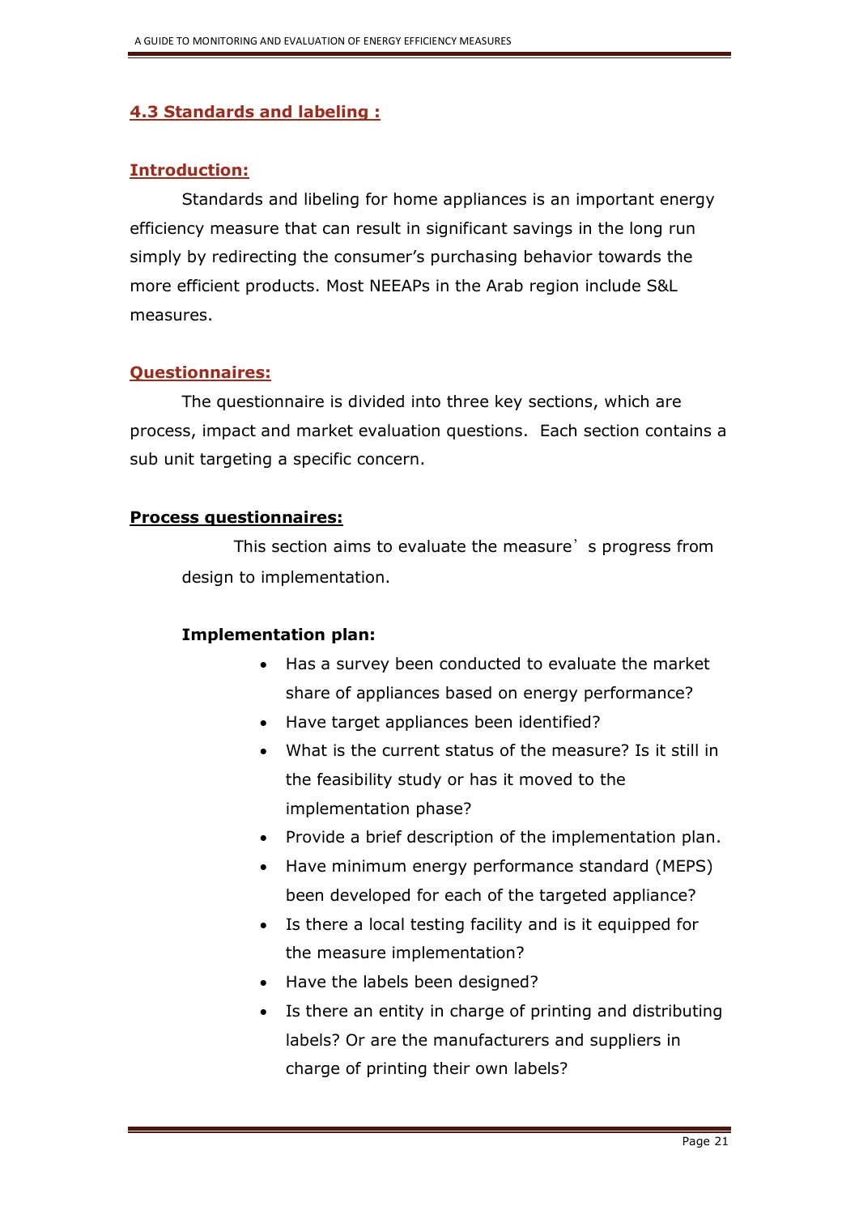## 4.3 Standards and labeling :

### Introduction:

Standards and libeling for home appliances is an important energy efficiency measure that can result in significant savings in the long run simply by redirecting the consumer's purchasing behavior towards the more efficient products. Most NEEAPs in the Arab region include S&L measures.

### Questionnaires:

The questionnaire is divided into three key sections, which are process, impact and market evaluation questions. Each section contains a sub unit targeting a specific concern.

### Process questionnaires:

This section aims to evaluate the measure's progress from design to implementation.

**Implementation plan:**

- Has a survey been conducted to evaluate the market share of appliances based on energy performance?
- Have target appliances been identified?
- What is the current status of the measure? Is it still in the feasibility study or has it moved to the implementation phase?
- Provide a brief description of the implementation plan.
- Have minimum energy performance standard (MEPS) been developed for each of the targeted appliance?
- Is there a local testing facility and is it equipped for the measure implementation?
- Have the labels been designed?
- Is there an entity in charge of printing and distributing labels? Or are the manufacturers and suppliers in charge of printing their own labels?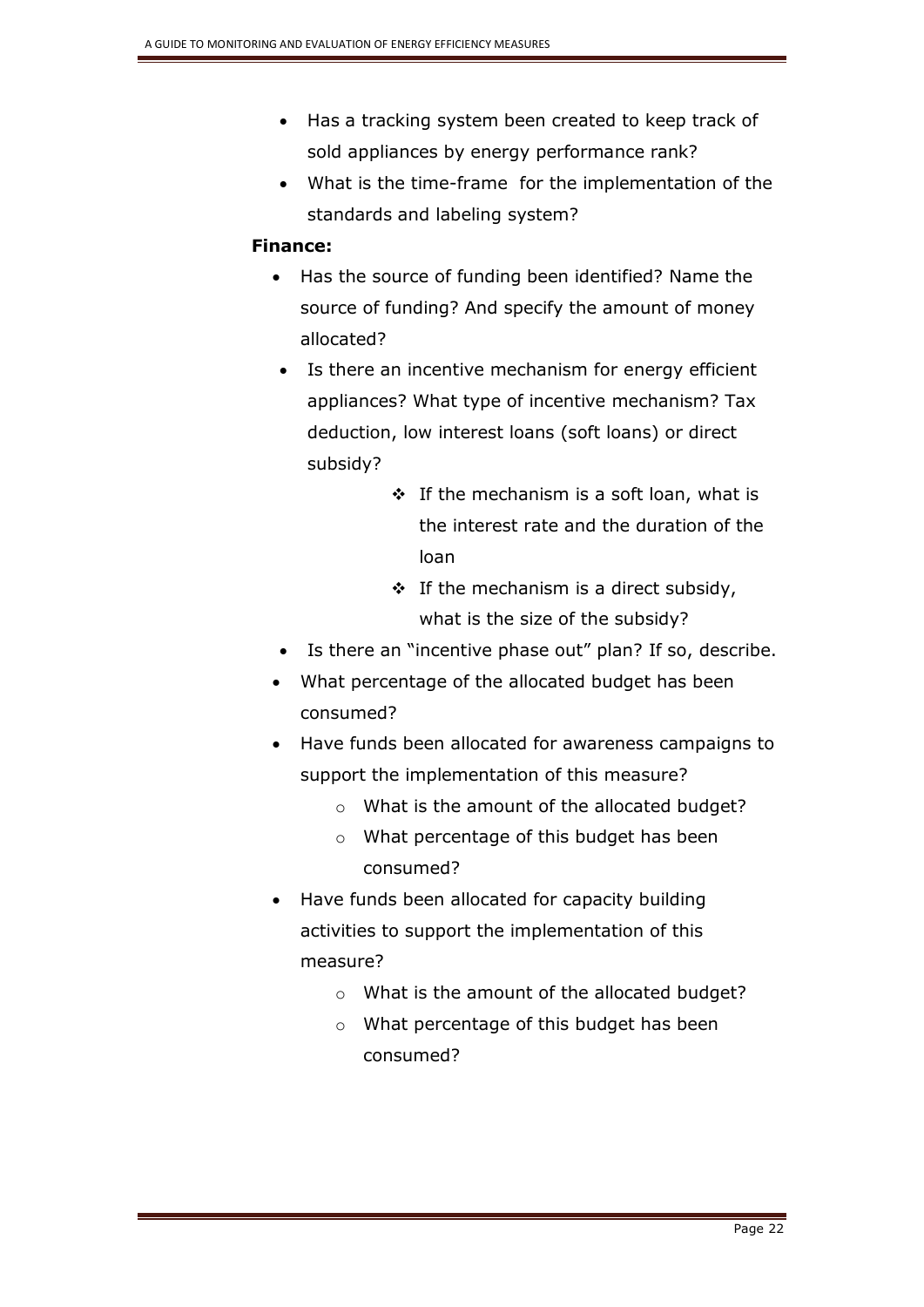- Has a tracking system been created to keep track of sold appliances by energy performance rank?
- What is the time-frame for the implementation of the standards and labeling system?

**Finance:**

- Has the source of funding been identified? Name the source of funding? And specify the amount of money allocated?
- Is there an incentive mechanism for energy efficient appliances? What type of incentive mechanism? Tax deduction, low interest loans (soft loans) or direct subsidy?
    - ❖ If the mechanism is a soft loan, what is the interest rate and the duration of the loan
    - ❖ If the mechanism is a direct subsidy, what is the size of the subsidy?
- Is there an "incentive phase out" plan? If so, describe.
- What percentage of the allocated budget has been consumed?
- Have funds been allocated for awareness campaigns to support the implementation of this measure?
    - What is the amount of the allocated budget?
    - What percentage of this budget has been consumed?
- Have funds been allocated for capacity building activities to support the implementation of this measure?
    - What is the amount of the allocated budget?
    - What percentage of this budget has been consumed?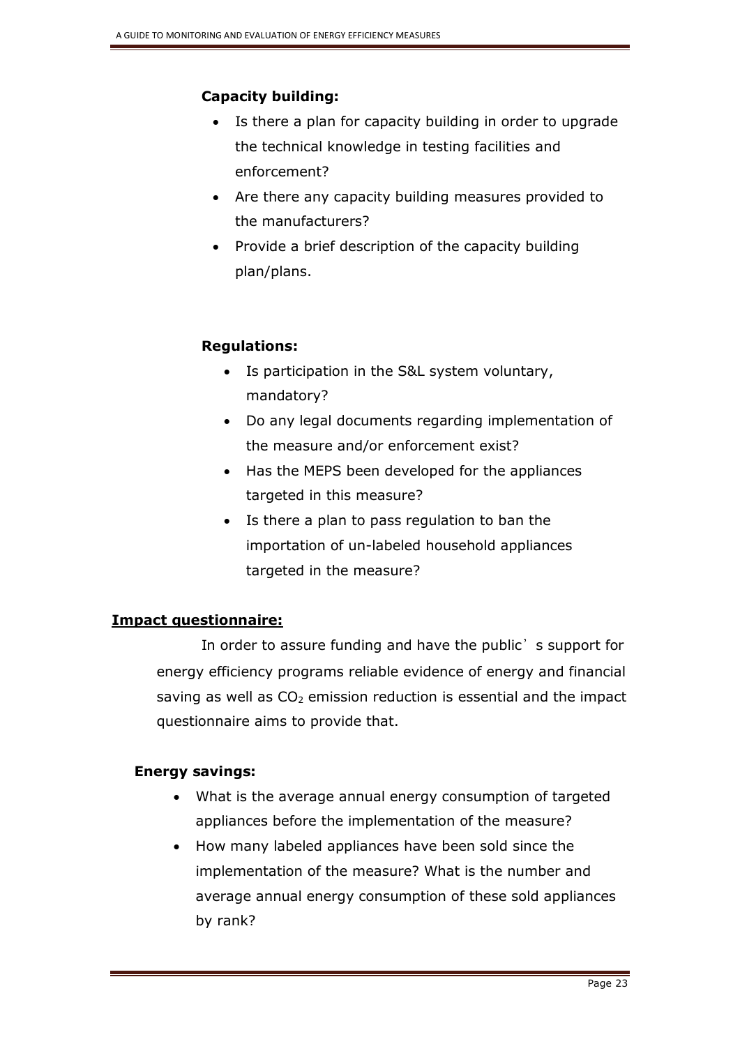**Capacity building:**

- Is there a plan for capacity building in order to upgrade the technical knowledge in testing facilities and enforcement?
- Are there any capacity building measures provided to the manufacturers?
- Provide a brief description of the capacity building plan/plans.

**Regulations:**

- Is participation in the S&L system voluntary, mandatory?
- Do any legal documents regarding implementation of the measure and/or enforcement exist?
- Has the MEPS been developed for the appliances targeted in this measure?
- Is there a plan to pass regulation to ban the importation of un-labeled household appliances targeted in the measure?

**Impact questionnaire:**

In order to assure funding and have the public's support for energy efficiency programs reliable evidence of energy and financial saving as well as $CO_2$ emission reduction is essential and the impact questionnaire aims to provide that.

**Energy savings:**

- What is the average annual energy consumption of targeted appliances before the implementation of the measure?
- How many labeled appliances have been sold since the implementation of the measure? What is the number and average annual energy consumption of these sold appliances by rank?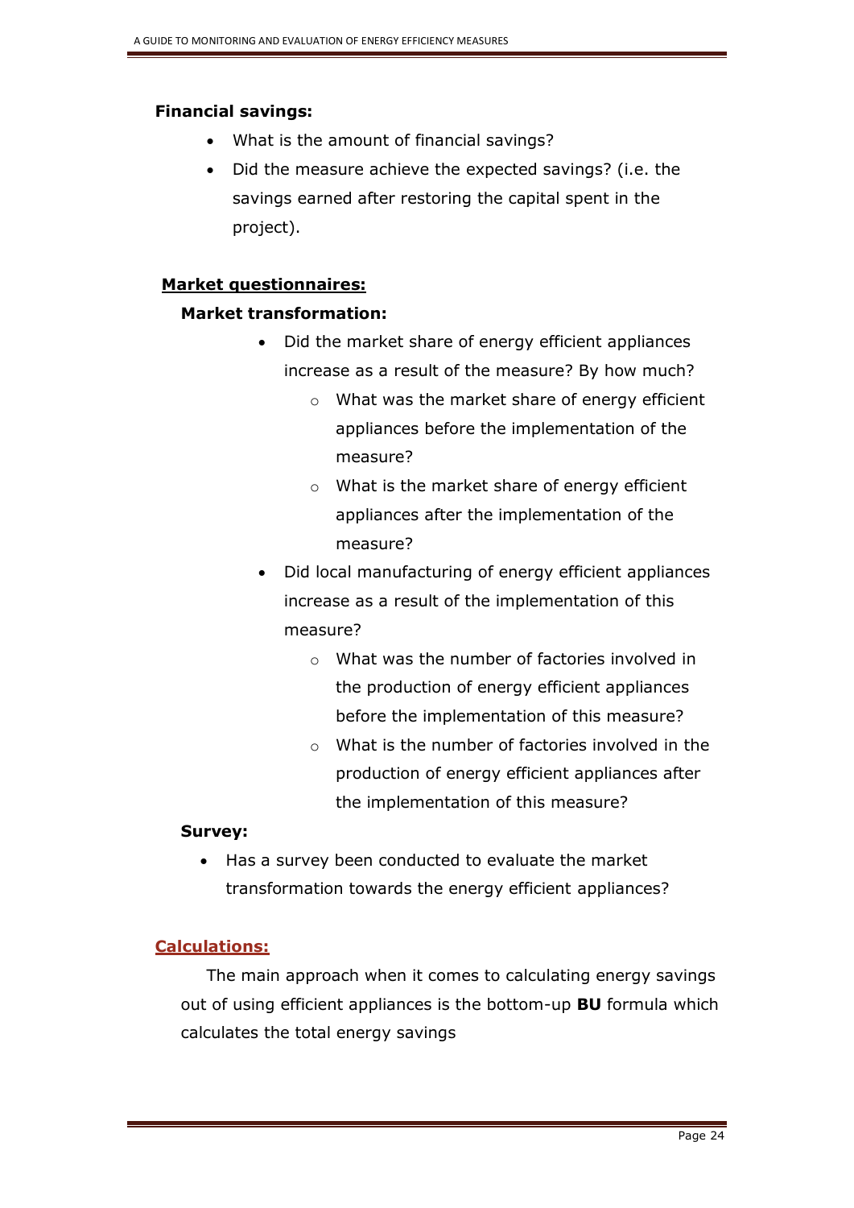**Financial savings:**

- What is the amount of financial savings?
- Did the measure achieve the expected savings? (i.e. the savings earned after restoring the capital spent in the project).

**<u>Market questionnaires:</u>**

**Market transformation:**

- Did the market share of energy efficient appliances increase as a result of the measure? By how much?
    - What was the market share of energy efficient appliances before the implementation of the measure?
    - What is the market share of energy efficient appliances after the implementation of the measure?
- Did local manufacturing of energy efficient appliances increase as a result of the implementation of this measure?
    - What was the number of factories involved in the production of energy efficient appliances before the implementation of this measure?
    - What is the number of factories involved in the production of energy efficient appliances after the implementation of this measure?

**Survey:**

- Has a survey been conducted to evaluate the market transformation towards the energy efficient appliances?

**<u>Calculations:</u>**

The main approach when it comes to calculating energy savings out of using efficient appliances is the bottom-up **BU** formula which calculates the total energy savings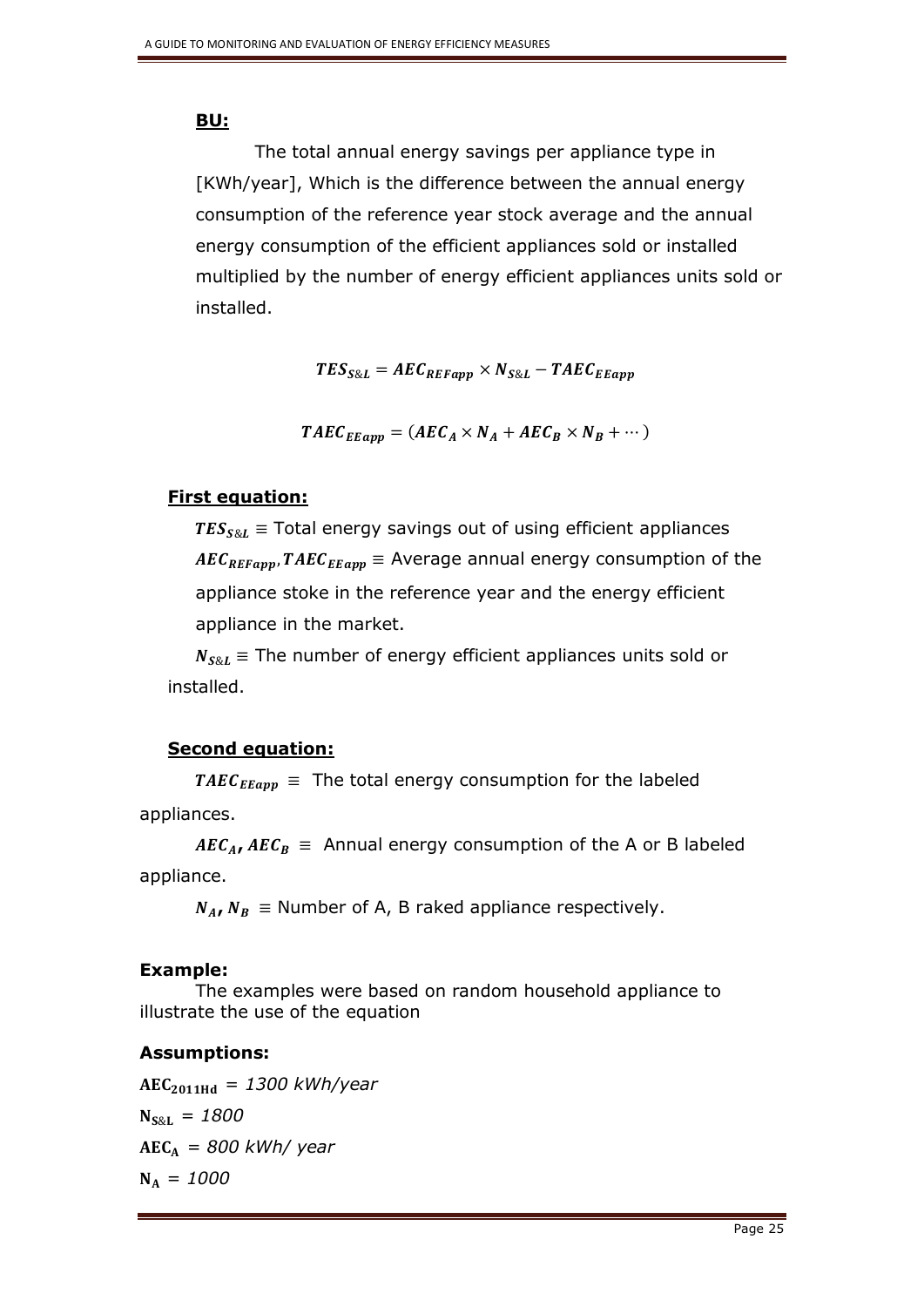## BU:

The total annual energy savings per appliance type in [KWh/year], Which is the difference between the annual energy consumption of the reference year stock average and the annual energy consumption of the efficient appliances sold or installed multiplied by the number of energy efficient appliances units sold or installed.

$$\boldsymbol{TES_{S\&L} = AEC_{REFapp} \times N_{S\&L} - TAEC_{EEapp}}$$

$$\boldsymbol{TAEC_{EEapp} = (AEC_A \times N_A + AEC_B \times N_B + \cdots)}$$

**First equation:**

$TES_{S\&L}$ ≡ Total energy savings out of using efficient appliances

$AEC_{REFapp}, TAEC_{EEapp}$ ≡ Average annual energy consumption of the appliance stoke in the reference year and the energy efficient appliance in the market.

$N_{S\&L}$ ≡ The number of energy efficient appliances units sold or installed.

**Second equation:**

$TAEC_{EEapp}$ ≡ The total energy consumption for the labeled appliances.

$AEC_A, AEC_B$ ≡ Annual energy consumption of the A or B labeled appliance.

$N_A, N_B$ ≡ Number of A, B raked appliance respectively.

### Example:

The examples were based on random household appliance to illustrate the use of the equation

### Assumptions:

$\mathbf{AEC_{2011Hd}}$ = *1300 kWh/year*

$\mathbf{N_{S\&L}}$ = *1800*

$\mathbf{AEC_A}$ = *800 kWh/ year*

$\mathbf{N_A}$ = *1000*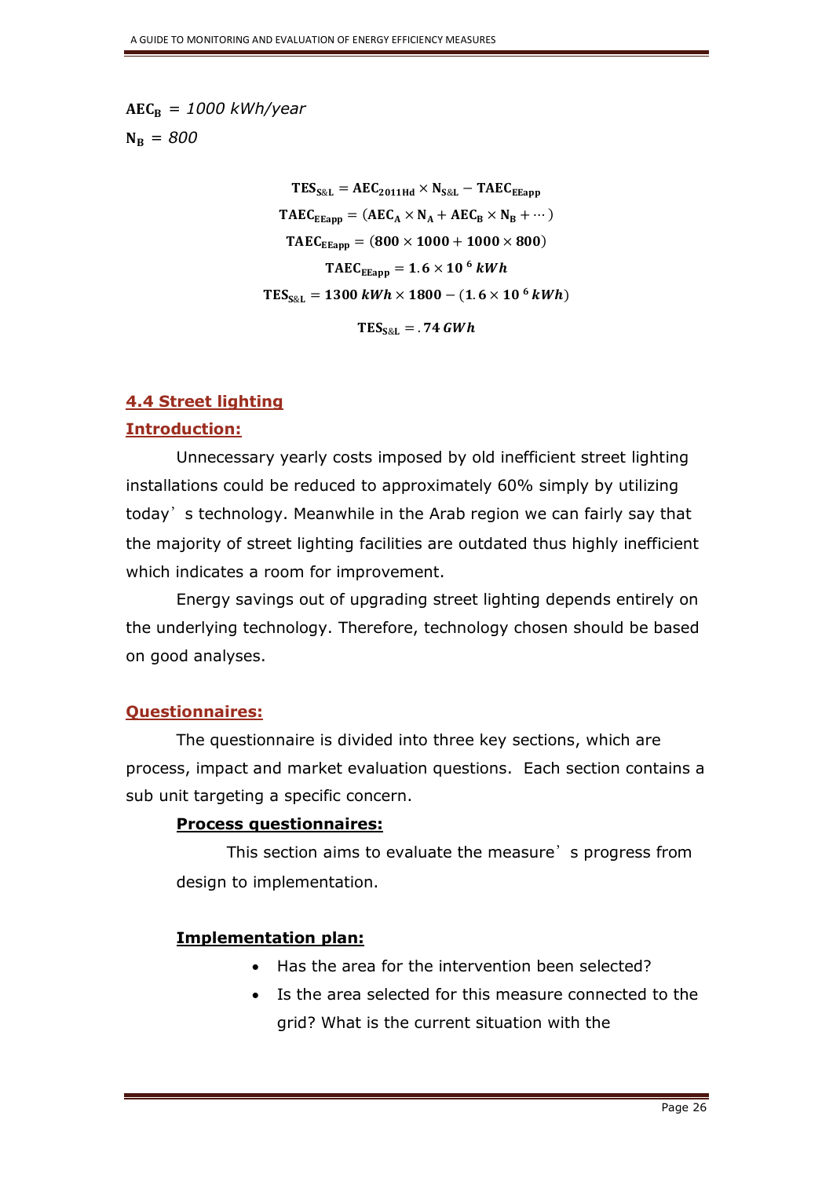$\mathbf{AEC_B}$ = *1000 kWh/year*

$\mathbf{N_B}$ = *800*

$$\mathbf{TES_{S\&L} = AEC_{2011Hd} \times N_{S\&L} - TAEC_{EEapp}}$$

$$\mathbf{TAEC_{EEapp} = (AEC_A \times N_A + AEC_B \times N_B + \cdots)}$$

$$\mathbf{TAEC_{EEapp} = (800 \times 1000 + 1000 \times 800)}$$

$$\mathbf{TAEC_{EEapp} = 1.6 \times 10^{6}} \; \boldsymbol{kWh}$$

$$\mathbf{TES_{S\&L} = 1300} \; \boldsymbol{kWh} \times \mathbf{1800 - (1.6 \times 10^{6}} \; \boldsymbol{kWh})$$

$$\mathbf{TES_{S\&L} = .74} \; \boldsymbol{GWh}$$

## 4.4 Street lighting

### Introduction:

Unnecessary yearly costs imposed by old inefficient street lighting installations could be reduced to approximately 60% simply by utilizing today's technology. Meanwhile in the Arab region we can fairly say that the majority of street lighting facilities are outdated thus highly inefficient which indicates a room for improvement.

Energy savings out of upgrading street lighting depends entirely on the underlying technology. Therefore, technology chosen should be based on good analyses.

### Questionnaires:

The questionnaire is divided into three key sections, which are process, impact and market evaluation questions. Each section contains a sub unit targeting a specific concern.

#### Process questionnaires:

This section aims to evaluate the measure's progress from design to implementation.

#### Implementation plan:

- Has the area for the intervention been selected?
- Is the area selected for this measure connected to the grid? What is the current situation with the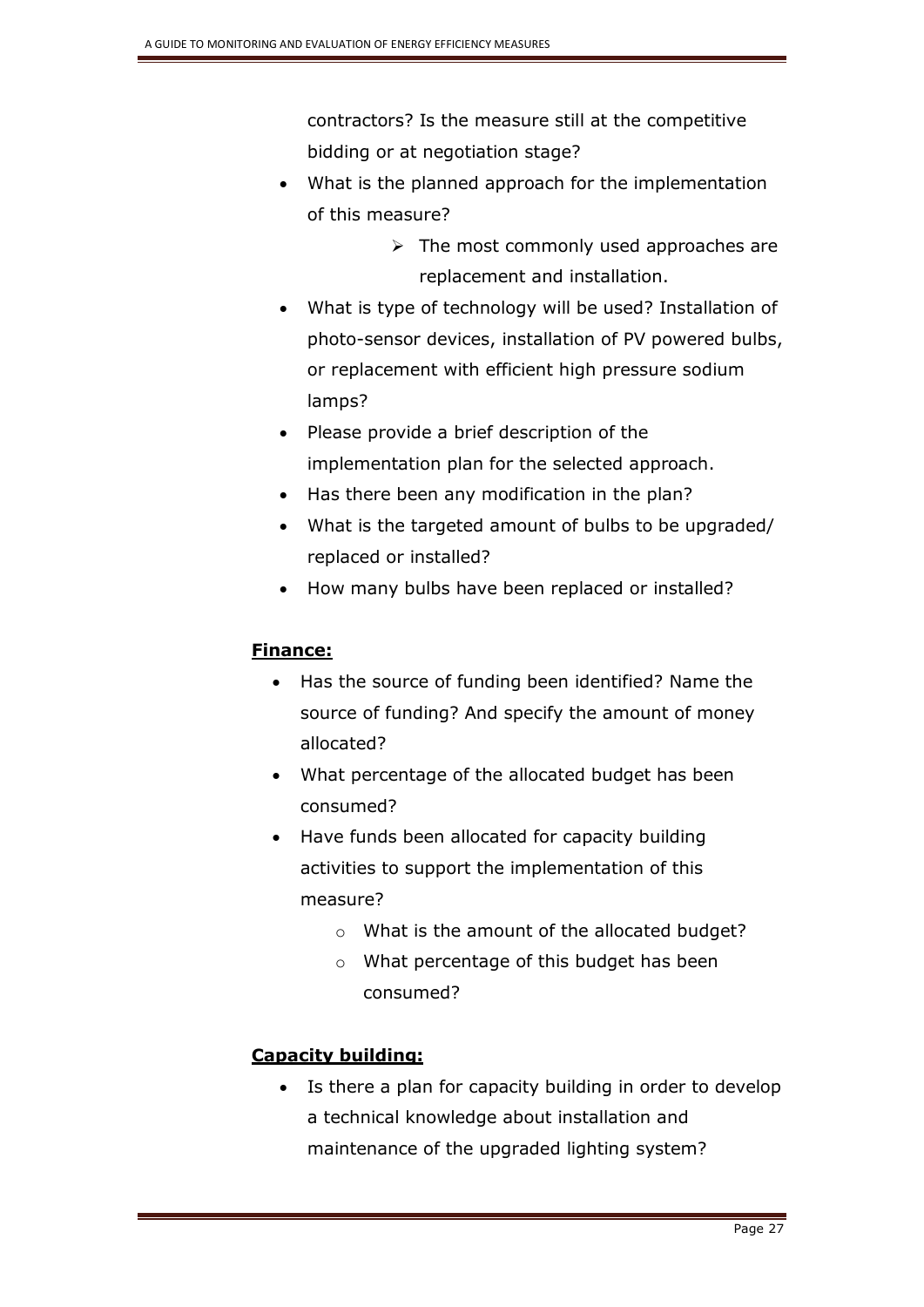contractors? Is the measure still at the competitive bidding or at negotiation stage?

- What is the planned approach for the implementation of this measure?
  - The most commonly used approaches are replacement and installation.
- What is type of technology will be used? Installation of photo-sensor devices, installation of PV powered bulbs, or replacement with efficient high pressure sodium lamps?
- Please provide a brief description of the implementation plan for the selected approach.
- Has there been any modification in the plan?
- What is the targeted amount of bulbs to be upgraded/ replaced or installed?
- How many bulbs have been replaced or installed?

**Finance:**

- Has the source of funding been identified? Name the source of funding? And specify the amount of money allocated?
- What percentage of the allocated budget has been consumed?
- Have funds been allocated for capacity building activities to support the implementation of this measure?
  - What is the amount of the allocated budget?
  - What percentage of this budget has been consumed?

**Capacity building:**

- Is there a plan for capacity building in order to develop a technical knowledge about installation and maintenance of the upgraded lighting system?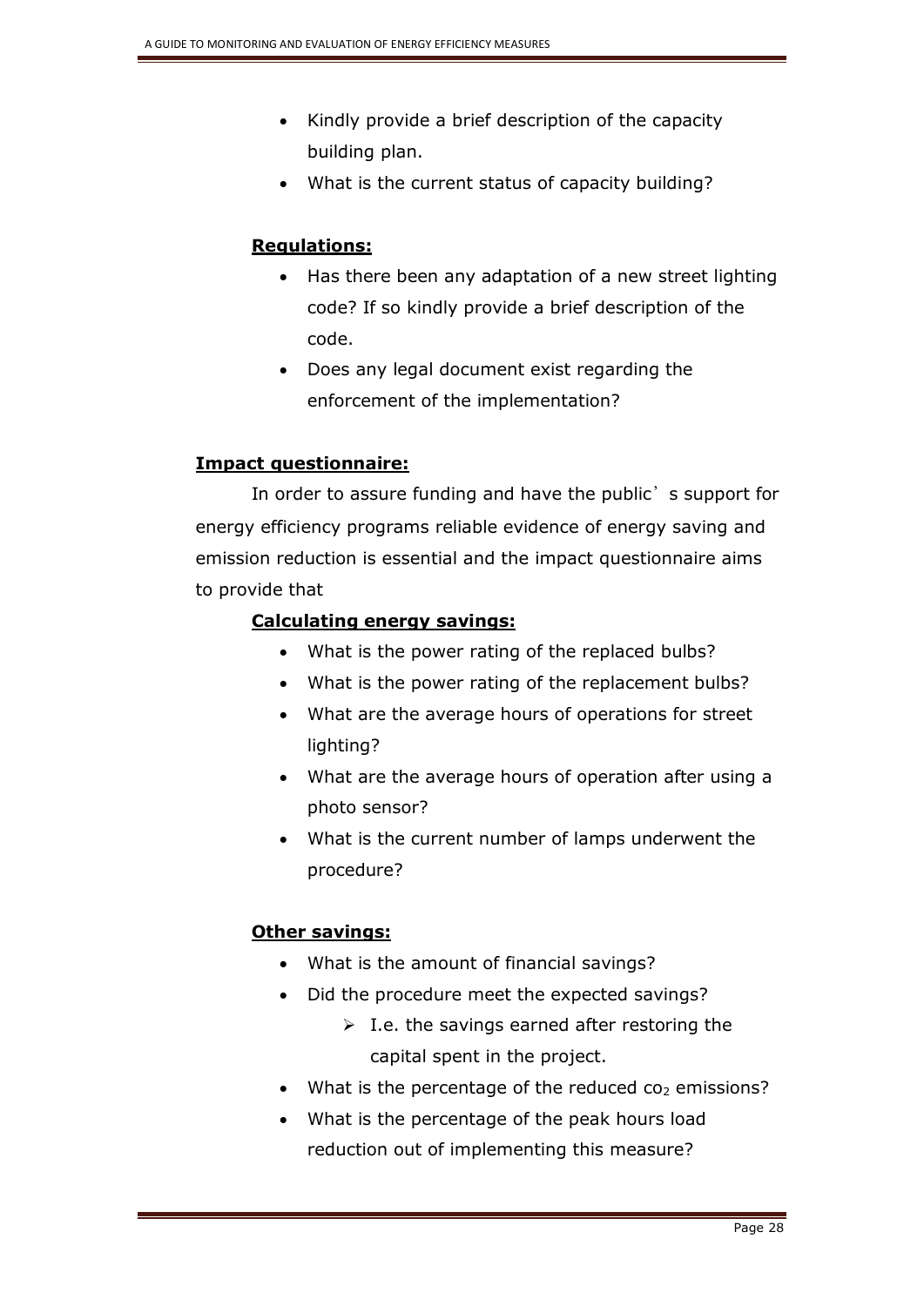- Kindly provide a brief description of the capacity building plan.
- What is the current status of capacity building?

**Regulations:**

- Has there been any adaptation of a new street lighting code? If so kindly provide a brief description of the code.
- Does any legal document exist regarding the enforcement of the implementation?

**Impact questionnaire:**

In order to assure funding and have the public' s support for energy efficiency programs reliable evidence of energy saving and emission reduction is essential and the impact questionnaire aims to provide that

**Calculating energy savings:**

- What is the power rating of the replaced bulbs?
- What is the power rating of the replacement bulbs?
- What are the average hours of operations for street lighting?
- What are the average hours of operation after using a photo sensor?
- What is the current number of lamps underwent the procedure?

**Other savings:**

- What is the amount of financial savings?
- Did the procedure meet the expected savings?
  - I.e. the savings earned after restoring the capital spent in the project.
- What is the percentage of the reduced $co_2$ emissions?
- What is the percentage of the peak hours load reduction out of implementing this measure?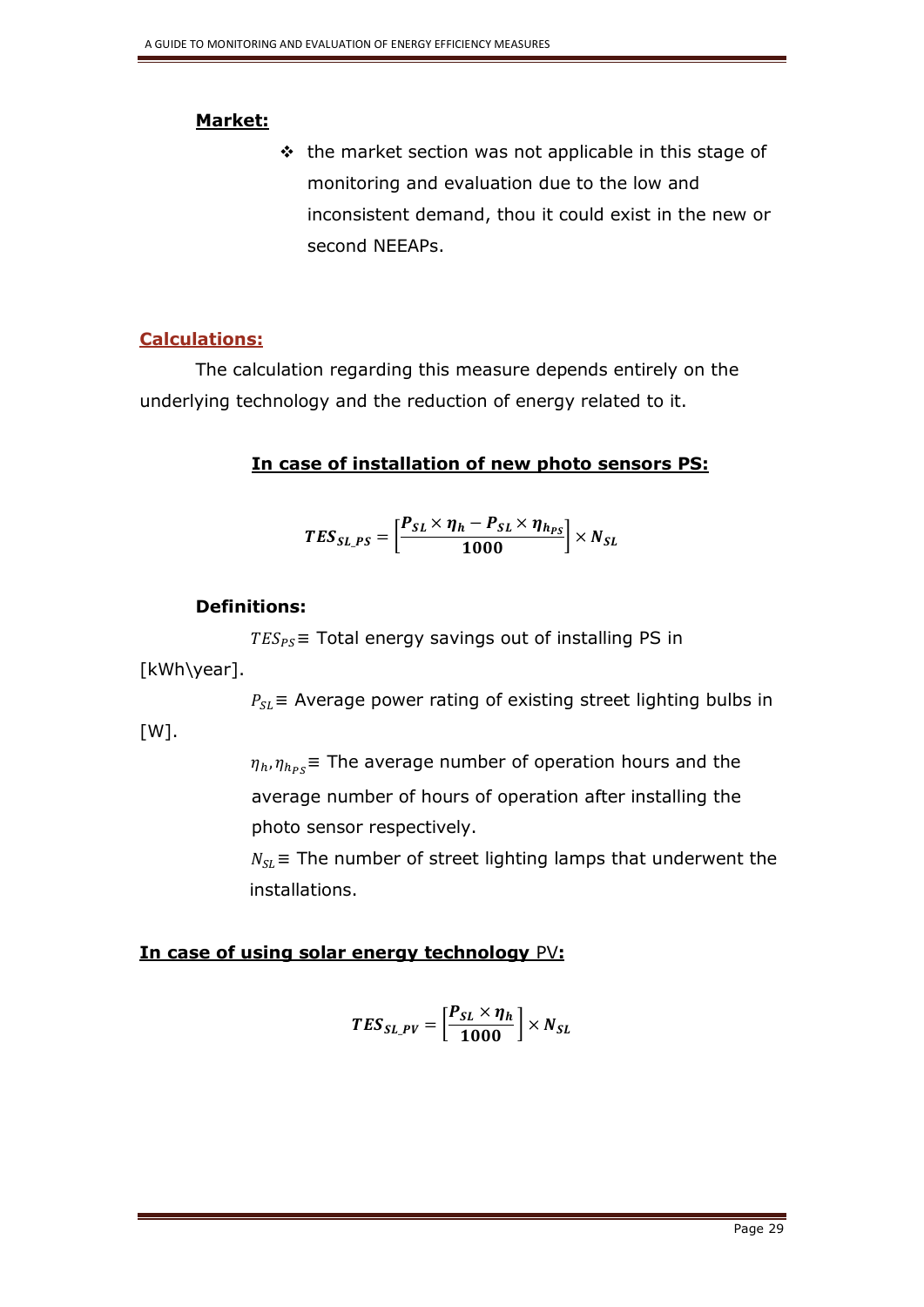**Market:**

- the market section was not applicable in this stage of monitoring and evaluation due to the low and inconsistent demand, thou it could exist in the new or second NEEAPs.

## Calculations:

The calculation regarding this measure depends entirely on the underlying technology and the reduction of energy related to it.

**In case of installation of new photo sensors PS:**

$$\boldsymbol{TES_{SL\_PS} = \left[\frac{P_{SL} \times \eta_h - P_{SL} \times \eta_{h_{PS}}}{1000}\right] \times N_{SL}}$$

**Definitions:**

$TES_{PS} \equiv$ Total energy savings out of installing PS in [kWh\year].

$P_{SL} \equiv$ Average power rating of existing street lighting bulbs in [W].

$\eta_h, \eta_{h_{PS}} \equiv$ The average number of operation hours and the average number of hours of operation after installing the photo sensor respectively.

$N_{SL} \equiv$ The number of street lighting lamps that underwent the installations.

**In case of using solar energy technology PV:**

$$\boldsymbol{TES_{SL\_PV} = \left[\frac{P_{SL} \times \eta_h}{1000}\right] \times N_{SL}}$$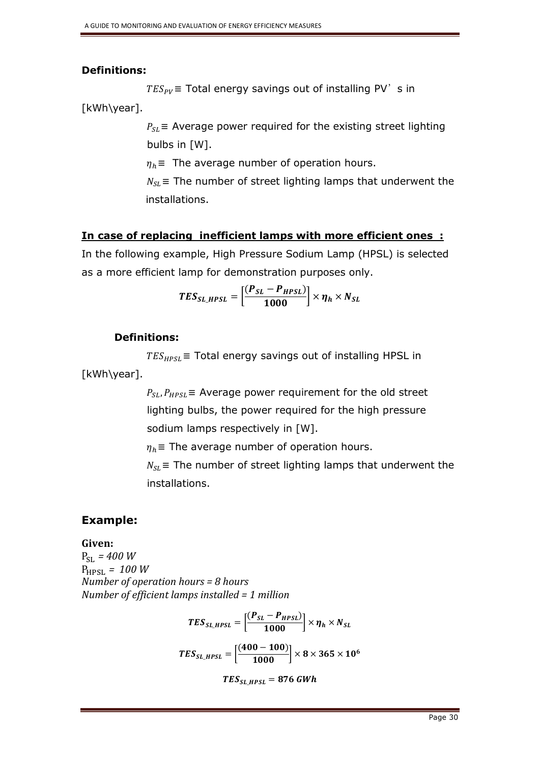### Definitions:

$TES_{PV}$ ≡ Total energy savings out of installing PV's in [kWh\year].

$P_{SL}$ ≡ Average power required for the existing street lighting bulbs in [W].

$\eta_h$ ≡ The average number of operation hours.

$N_{SL}$ ≡ The number of street lighting lamps that underwent the installations.

**In case of replacing inefficient lamps with more efficient ones :**

In the following example, High Pressure Sodium Lamp (HPSL) is selected as a more efficient lamp for demonstration purposes only.

$$\boldsymbol{TES_{SL\_HPSL} = \left[\frac{(P_{SL} - P_{HPSL})}{1000}\right] \times \eta_h \times N_{SL}}$$

### Definitions:

$TES_{HPSL}$ ≡ Total energy savings out of installing HPSL in [kWh\year].

$P_{SL}, P_{HPSL}$ ≡ Average power requirement for the old street lighting bulbs, the power required for the high pressure sodium lamps respectively in [W].

$\eta_h$ ≡ The average number of operation hours.

$N_{SL}$ ≡ The number of street lighting lamps that underwent the installations.

## Example:

**Given:**

$P_{SL}$ *= 400 W*
$P_{HPSL}$ *= 100 W*
*Number of operation hours = 8 hours*
*Number of efficient lamps installed = 1 million*

$$\boldsymbol{TES_{SL\_HPSL} = \left[\frac{(P_{SL} - P_{HPSL})}{1000}\right] \times \eta_h \times N_{SL}}$$

$$\boldsymbol{TES_{SL\_HPSL} = \left[\frac{(400 - 100)}{1000}\right] \times 8 \times 365 \times 10^6}$$

$$\boldsymbol{TES_{SL\_HPSL} = 876\ GWh}$$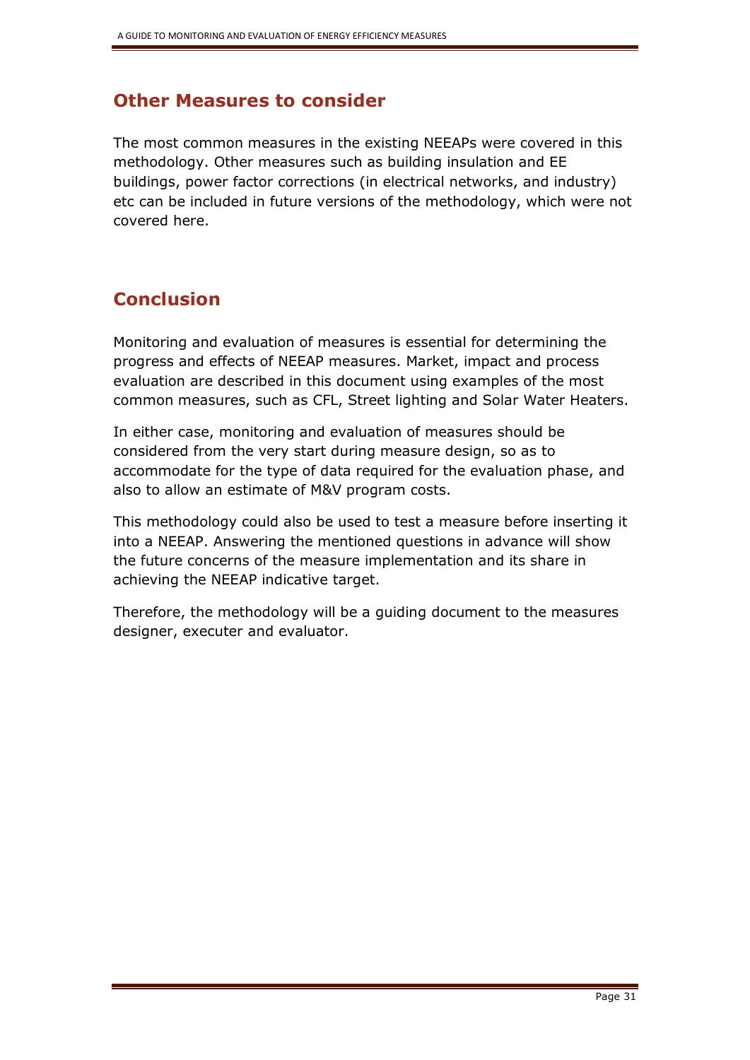## Other Measures to consider

The most common measures in the existing NEEAPs were covered in this methodology. Other measures such as building insulation and EE buildings, power factor corrections (in electrical networks, and industry) etc can be included in future versions of the methodology, which were not covered here.

## Conclusion

Monitoring and evaluation of measures is essential for determining the progress and effects of NEEAP measures. Market, impact and process evaluation are described in this document using examples of the most common measures, such as CFL, Street lighting and Solar Water Heaters.

In either case, monitoring and evaluation of measures should be considered from the very start during measure design, so as to accommodate for the type of data required for the evaluation phase, and also to allow an estimate of M&V program costs.

This methodology could also be used to test a measure before inserting it into a NEEAP. Answering the mentioned questions in advance will show the future concerns of the measure implementation and its share in achieving the NEEAP indicative target.

Therefore, the methodology will be a guiding document to the measures designer, executer and evaluator.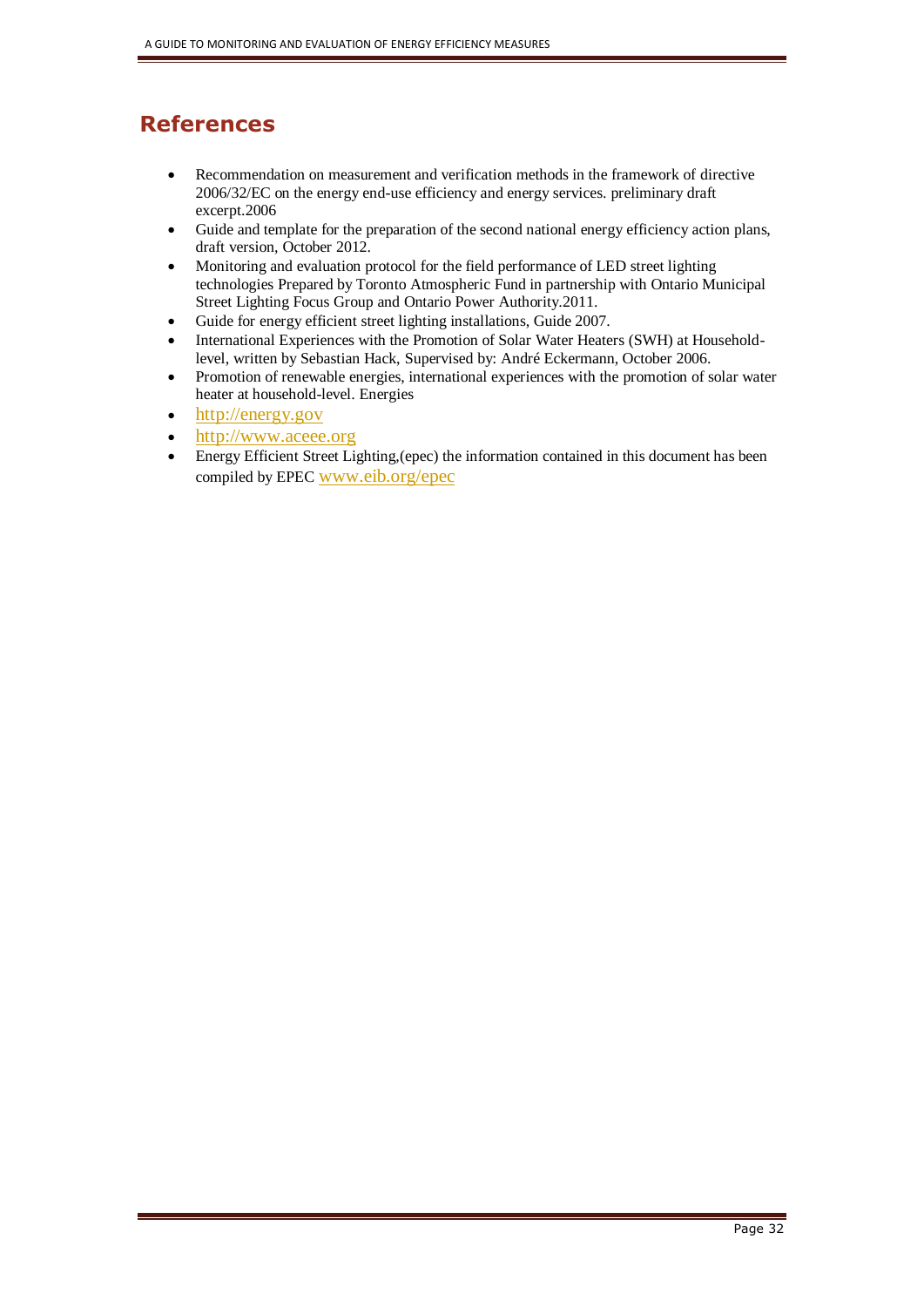# References

- Recommendation on measurement and verification methods in the framework of directive 2006/32/EC on the energy end-use efficiency and energy services. preliminary draft excerpt.2006
- Guide and template for the preparation of the second national energy efficiency action plans, draft version, October 2012.
- Monitoring and evaluation protocol for the field performance of LED street lighting technologies Prepared by Toronto Atmospheric Fund in partnership with Ontario Municipal Street Lighting Focus Group and Ontario Power Authority.2011.
- Guide for energy efficient street lighting installations, Guide 2007.
- International Experiences with the Promotion of Solar Water Heaters (SWH) at Household-level, written by Sebastian Hack, Supervised by: André Eckermann, October 2006.
- Promotion of renewable energies, international experiences with the promotion of solar water heater at household-level. Energies
- http://energy.gov
- http://www.aceee.org
- Energy Efficient Street Lighting,(epec) the information contained in this document has been compiled by EPEC www.eib.org/epec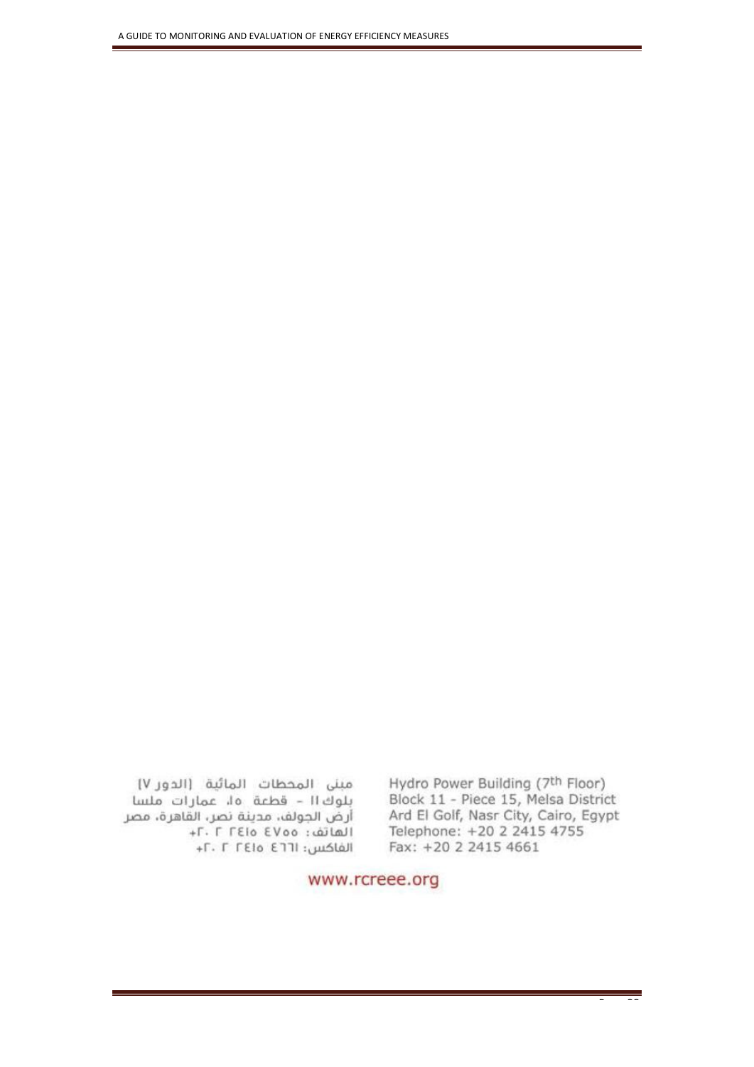مبنى المحطات المائية (الدور ٧)
بلوك ١١ - قطعة ١٥، عمارات ملسا
أرض الجولف، مدينة نصر، القاهرة، مصر
الهاتف: ٤٧٥٥ ٢٤١٥ ٢ ٢٠+
الفاكس: ٤٦٦١ ٢٤١٥ ٢ ٢٠+

Hydro Power Building (7th Floor)
Block 11 - Piece 15, Melsa District
Ard El Golf, Nasr City, Cairo, Egypt
Telephone: +20 2 2415 4755
Fax: +20 2 2415 4661

www.rcreee.org